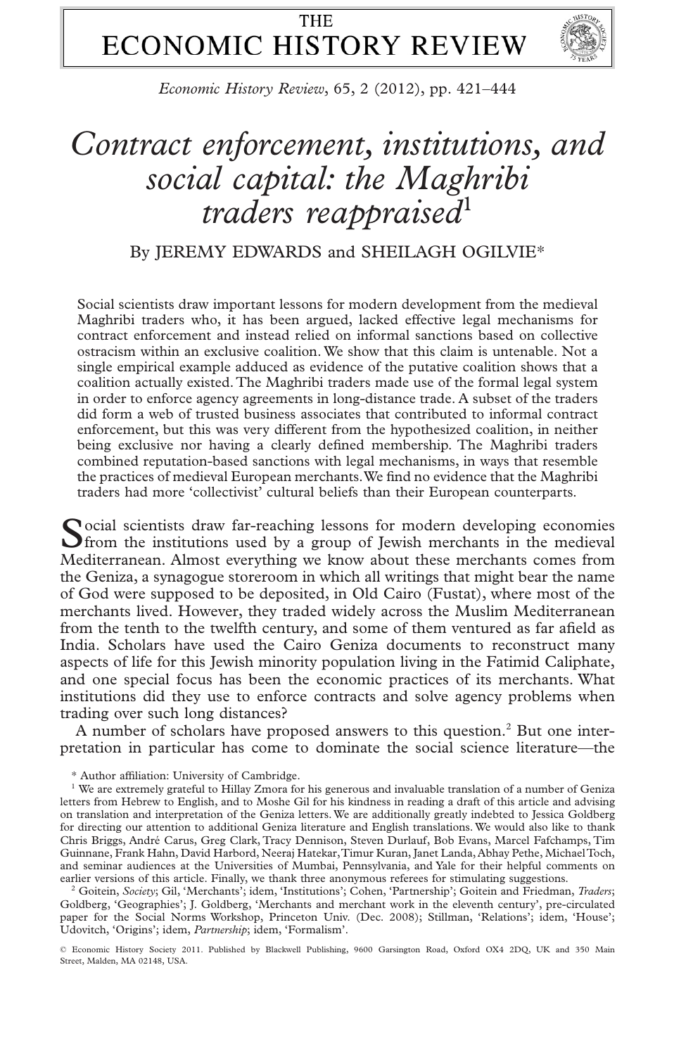# *Contract enforcement, institutions, and social capital: the Maghribi traders reappraised*[1]

By JEREMY EDWARDS and SHEILAGH OGILVIE*

Social scientists draw important lessons for modern development from the medieval Maghribi traders who, it has been argued, lacked effective legal mechanisms for contract enforcement and instead relied on informal sanctions based on collective ostracism within an exclusive coalition. We show that this claim is untenable. Not a single empirical example adduced as evidence of the putative coalition shows that a coalition actually existed. The Maghribi traders made use of the formal legal system in order to enforce agency agreements in long-distance trade. A subset of the traders did form a web of trusted business associates that contributed to informal contract enforcement, but this was very different from the hypothesized coalition, in neither being exclusive nor having a clearly defined membership. The Maghribi traders combined reputation-based sanctions with legal mechanisms, in ways that resemble the practices of medieval European merchants. We find no evidence that the Maghribi traders had more 'collectivist' cultural beliefs than their European counterparts.

Social scientists draw far-reaching lessons for modern developing economies from the institutions used by a group of Jewish merchants in the medieval Mediterranean. Almost everything we know about these merchants comes from the Geniza, a synagogue storeroom in which all writings that might bear the name of God were supposed to be deposited, in Old Cairo (Fustat), where most of the merchants lived. However, they traded widely across the Muslim Mediterranean from the tenth to the twelfth century, and some of them ventured as far afield as India. Scholars have used the Cairo Geniza documents to reconstruct many aspects of life for this Jewish minority population living in the Fatimid Caliphate, and one special focus has been the economic practices of its merchants. What institutions did they use to enforce contracts and solve agency problems when trading over such long distances?

A number of scholars have proposed answers to this question.[2] But one interpretation in particular has come to dominate the social science literature—the

\* Author affiliation: University of Cambridge.

[1] We are extremely grateful to Hillay Zmora for his generous and invaluable translation of a number of Geniza letters from Hebrew to English, and to Moshe Gil for his kindness in reading a draft of this article and advising on translation and interpretation of the Geniza letters. We are additionally greatly indebted to Jessica Goldberg for directing our attention to additional Geniza literature and English translations. We would also like to thank Chris Briggs, André Carus, Greg Clark, Tracy Dennison, Steven Durlauf, Bob Evans, Marcel Fafchamps, Tim Guinnane, Frank Hahn, David Harbord, Neeraj Hatekar, Timur Kuran, Janet Landa, Abhay Pethe, Michael Toch, and seminar audiences at the Universities of Mumbai, Pennsylvania, and Yale for their helpful comments on earlier versions of this article. Finally, we thank three anonymous referees for stimulating suggestions.

[2] Goitein, *Society*; Gil, 'Merchants'; idem, 'Institutions'; Cohen, 'Partnership'; Goitein and Friedman, *Traders*; Goldberg, 'Geographies'; J. Goldberg, 'Merchants and merchant work in the eleventh century', pre-circulated paper for the Social Norms Workshop, Princeton Univ. (Dec. 2008); Stillman, 'Relations'; idem, 'House'; Udovitch, 'Origins'; idem, *Partnership*; idem, 'Formalism'.

© Economic History Society 2011. Published by Blackwell Publishing, 9600 Garsington Road, Oxford OX4 2DQ, UK and 350 Main Street, Malden, MA 02148, USA.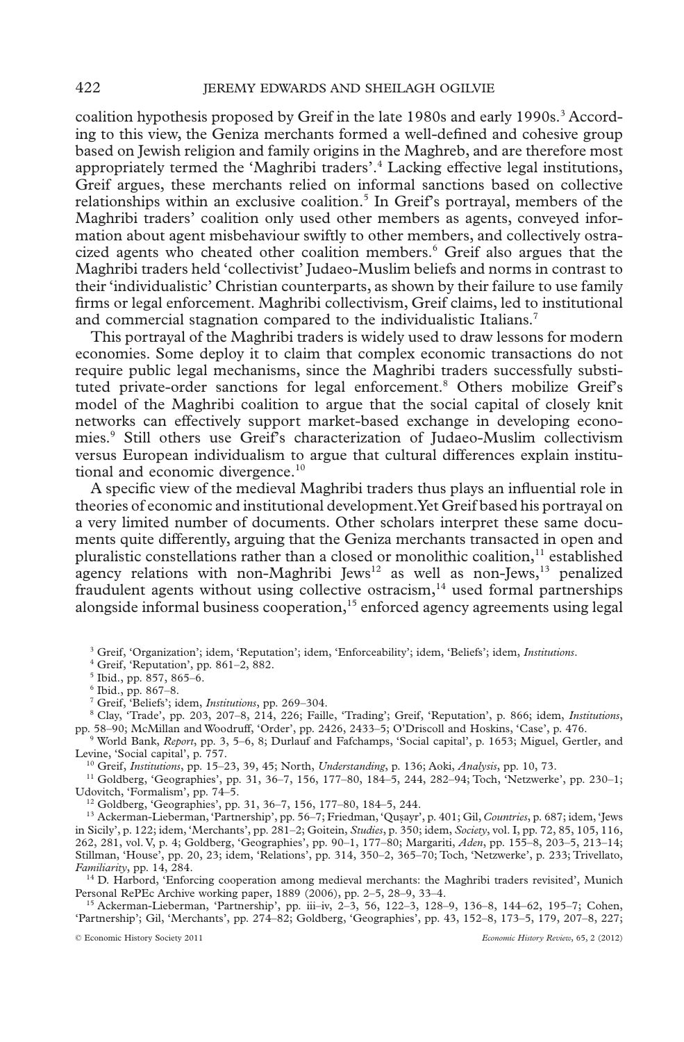coalition hypothesis proposed by Greif in the late 1980s and early 1990s.[3] According to this view, the Geniza merchants formed a well-defined and cohesive group based on Jewish religion and family origins in the Maghreb, and are therefore most appropriately termed the 'Maghribi traders'.[4] Lacking effective legal institutions, Greif argues, these merchants relied on informal sanctions based on collective relationships within an exclusive coalition.[5] In Greif's portrayal, members of the Maghribi traders' coalition only used other members as agents, conveyed information about agent misbehaviour swiftly to other members, and collectively ostracized agents who cheated other coalition members.[6] Greif also argues that the Maghribi traders held 'collectivist' Judaeo-Muslim beliefs and norms in contrast to their 'individualistic' Christian counterparts, as shown by their failure to use family firms or legal enforcement. Maghribi collectivism, Greif claims, led to institutional and commercial stagnation compared to the individualistic Italians.[7]

This portrayal of the Maghribi traders is widely used to draw lessons for modern economies. Some deploy it to claim that complex economic transactions do not require public legal mechanisms, since the Maghribi traders successfully substituted private-order sanctions for legal enforcement.[8] Others mobilize Greif's model of the Maghribi coalition to argue that the social capital of closely knit networks can effectively support market-based exchange in developing economies.[9] Still others use Greif's characterization of Judaeo-Muslim collectivism versus European individualism to argue that cultural differences explain institutional and economic divergence.[10]

A specific view of the medieval Maghribi traders thus plays an influential role in theories of economic and institutional development. Yet Greif based his portrayal on a very limited number of documents. Other scholars interpret these same documents quite differently, arguing that the Geniza merchants transacted in open and pluralistic constellations rather than a closed or monolithic coalition,[11] established agency relations with non-Maghribi Jews[12] as well as non-Jews,[13] penalized fraudulent agents without using collective ostracism,[14] used formal partnerships alongside informal business cooperation,[15] enforced agency agreements using legal

---

[3] Greif, 'Organization'; idem, 'Reputation'; idem, 'Enforceability'; idem, 'Beliefs'; idem, *Institutions*.

[4] Greif, 'Reputation', pp. 861–2, 882.

[5] Ibid., pp. 857, 865–6.

[6] Ibid., pp. 867–8.

[7] Greif, 'Beliefs'; idem, *Institutions*, pp. 269–304.

[8] Clay, 'Trade', pp. 203, 207–8, 214, 226; Faille, 'Trading'; Greif, 'Reputation', p. 866; idem, *Institutions*, pp. 58–90; McMillan and Woodruff, 'Order', pp. 2426, 2433–5; O'Driscoll and Hoskins, 'Case', p. 476.

[9] World Bank, *Report*, pp. 3, 5–6, 8; Durlauf and Fafchamps, 'Social capital', p. 1653; Miguel, Gertler, and Levine, 'Social capital', p. 757.

[10] Greif, *Institutions*, pp. 15–23, 39, 45; North, *Understanding*, p. 136; Aoki, *Analysis*, pp. 10, 73.

[11] Goldberg, 'Geographies', pp. 31, 36–7, 156, 177–80, 184–5, 244, 282–94; Toch, 'Netzwerke', pp. 230–1; Udovitch, 'Formalism', pp. 74–5.

[12] Goldberg, 'Geographies', pp. 31, 36–7, 156, 177–80, 184–5, 244.

[13] Ackerman-Lieberman, 'Partnership', pp. 56–7; Friedman, 'Quṣayr', p. 401; Gil, *Countries*, p. 687; idem, 'Jews in Sicily', p. 122; idem, 'Merchants', pp. 281–2; Goitein, *Studies*, p. 350; idem, *Society*, vol. I, pp. 72, 85, 105, 116, 262, 281, vol. V, p. 4; Goldberg, 'Geographies', pp. 90–1, 177–80; Margariti, *Aden*, pp. 155–8, 203–5, 213–14; Stillman, 'House', pp. 20, 23; idem, 'Relations', pp. 314, 350–2, 365–70; Toch, 'Netzwerke', p. 233; Trivellato, *Familiarity*, pp. 14, 284.

[14] D. Harbord, 'Enforcing cooperation among medieval merchants: the Maghribi traders revisited', Munich Personal RePEc Archive working paper, 1889 (2006), pp. 2–5, 28–9, 33–4.

[15] Ackerman-Lieberman, 'Partnership', pp. iii–iv, 2–3, 56, 122–3, 128–9, 136–8, 144–62, 195–7; Cohen, 'Partnership'; Gil, 'Merchants', pp. 274–82; Goldberg, 'Geographies', pp. 43, 152–8, 173–5, 179, 207–8, 227;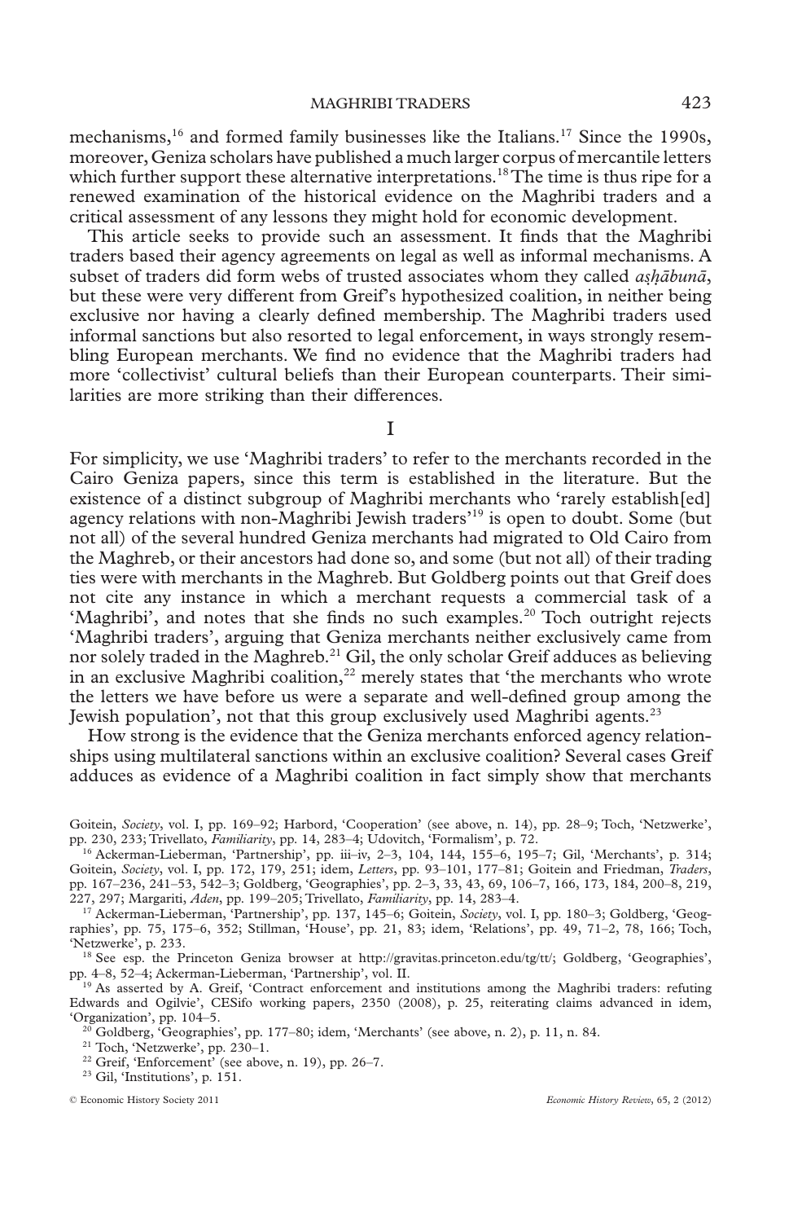mechanisms,[16] and formed family businesses like the Italians.[17] Since the 1990s, moreover, Geniza scholars have published a much larger corpus of mercantile letters which further support these alternative interpretations.[18] The time is thus ripe for a renewed examination of the historical evidence on the Maghribi traders and a critical assessment of any lessons they might hold for economic development.

This article seeks to provide such an assessment. It finds that the Maghribi traders based their agency agreements on legal as well as informal mechanisms. A subset of traders did form webs of trusted associates whom they called *aṣḥābunā*, but these were very different from Greif's hypothesized coalition, in neither being exclusive nor having a clearly defined membership. The Maghribi traders used informal sanctions but also resorted to legal enforcement, in ways strongly resembling European merchants. We find no evidence that the Maghribi traders had more 'collectivist' cultural beliefs than their European counterparts. Their similarities are more striking than their differences.

## I

For simplicity, we use 'Maghribi traders' to refer to the merchants recorded in the Cairo Geniza papers, since this term is established in the literature. But the existence of a distinct subgroup of Maghribi merchants who 'rarely establish[ed] agency relations with non-Maghribi Jewish traders'[19] is open to doubt. Some (but not all) of the several hundred Geniza merchants had migrated to Old Cairo from the Maghreb, or their ancestors had done so, and some (but not all) of their trading ties were with merchants in the Maghreb. But Goldberg points out that Greif does not cite any instance in which a merchant requests a commercial task of a 'Maghribi', and notes that she finds no such examples.[20] Toch outright rejects 'Maghribi traders', arguing that Geniza merchants neither exclusively came from nor solely traded in the Maghreb.[21] Gil, the only scholar Greif adduces as believing in an exclusive Maghribi coalition,[22] merely states that 'the merchants who wrote the letters we have before us were a separate and well-defined group among the Jewish population', not that this group exclusively used Maghribi agents.[23]

How strong is the evidence that the Geniza merchants enforced agency relationships using multilateral sanctions within an exclusive coalition? Several cases Greif adduces as evidence of a Maghribi coalition in fact simply show that merchants

---

Goitein, *Society*, vol. I, pp. 169–92; Harbord, 'Cooperation' (see above, n. 14), pp. 28–9; Toch, 'Netzwerke', pp. 230, 233; Trivellato, *Familiarity*, pp. 14, 283–4; Udovitch, 'Formalism', p. 72.

[16] Ackerman-Lieberman, 'Partnership', pp. iii–iv, 2–3, 104, 144, 155–6, 195–7; Gil, 'Merchants', p. 314; Goitein, *Society*, vol. I, pp. 172, 179, 251; idem, *Letters*, pp. 93–101, 177–81; Goitein and Friedman, *Traders*, pp. 167–236, 241–53, 542–3; Goldberg, 'Geographies', pp. 2–3, 33, 43, 69, 106–7, 166, 173, 184, 200–8, 219, 227, 297; Margariti, *Aden*, pp. 199–205; Trivellato, *Familiarity*, pp. 14, 283–4.

[17] Ackerman-Lieberman, 'Partnership', pp. 137, 145–6; Goitein, *Society*, vol. I, pp. 180–3; Goldberg, 'Geographies', pp. 75, 175–6, 352; Stillman, 'House', pp. 21, 83; idem, 'Relations', pp. 49, 71–2, 78, 166; Toch, 'Netzwerke', p. 233.

[18] See esp. the Princeton Geniza browser at http://gravitas.princeton.edu/tg/tt/; Goldberg, 'Geographies', pp. 4–8, 52–4; Ackerman-Lieberman, 'Partnership', vol. II.

[19] As asserted by A. Greif, 'Contract enforcement and institutions among the Maghribi traders: refuting Edwards and Ogilvie', CESifo working papers, 2350 (2008), p. 25, reiterating claims advanced in idem, 'Organization', pp. 104–5.

[20] Goldberg, 'Geographies', pp. 177–80; idem, 'Merchants' (see above, n. 2), p. 11, n. 84.

[21] Toch, 'Netzwerke', pp. 230–1.

[22] Greif, 'Enforcement' (see above, n. 19), pp. 26–7.

[23] Gil, 'Institutions', p. 151.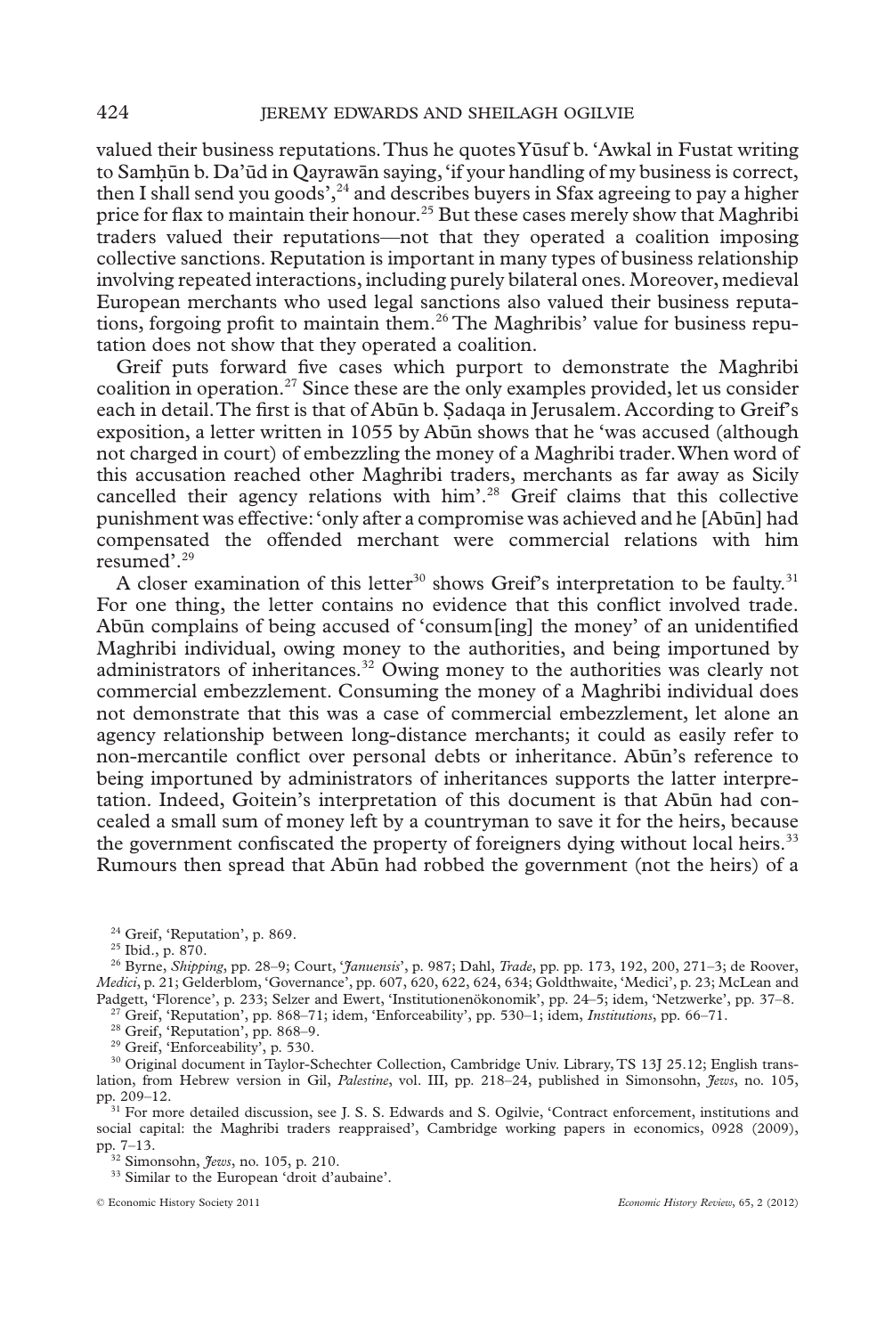valued their business reputations. Thus he quotes Yūsuf b. 'Awkal in Fustat writing to Samḥūn b. Da'ūd in Qayrawān saying, 'if your handling of my business is correct, then I shall send you goods',[24] and describes buyers in Sfax agreeing to pay a higher price for flax to maintain their honour.[25] But these cases merely show that Maghribi traders valued their reputations—not that they operated a coalition imposing collective sanctions. Reputation is important in many types of business relationship involving repeated interactions, including purely bilateral ones. Moreover, medieval European merchants who used legal sanctions also valued their business reputations, forgoing profit to maintain them.[26] The Maghribis' value for business reputation does not show that they operated a coalition.

Greif puts forward five cases which purport to demonstrate the Maghribi coalition in operation.[27] Since these are the only examples provided, let us consider each in detail. The first is that of Abūn b. Ṣadaqa in Jerusalem. According to Greif's exposition, a letter written in 1055 by Abūn shows that he 'was accused (although not charged in court) of embezzling the money of a Maghribi trader. When word of this accusation reached other Maghribi traders, merchants as far away as Sicily cancelled their agency relations with him'.[28] Greif claims that this collective punishment was effective: 'only after a compromise was achieved and he [Abūn] had compensated the offended merchant were commercial relations with him resumed'.[29]

A closer examination of this letter[30] shows Greif's interpretation to be faulty.[31] For one thing, the letter contains no evidence that this conflict involved trade. Abūn complains of being accused of 'consum[ing] the money' of an unidentified Maghribi individual, owing money to the authorities, and being importuned by administrators of inheritances.[32] Owing money to the authorities was clearly not commercial embezzlement. Consuming the money of a Maghribi individual does not demonstrate that this was a case of commercial embezzlement, let alone an agency relationship between long-distance merchants; it could as easily refer to non-mercantile conflict over personal debts or inheritance. Abūn's reference to being importuned by administrators of inheritances supports the latter interpretation. Indeed, Goitein's interpretation of this document is that Abūn had concealed a small sum of money left by a countryman to save it for the heirs, because the government confiscated the property of foreigners dying without local heirs.[33] Rumours then spread that Abūn had robbed the government (not the heirs) of a

[24] Greif, 'Reputation', p. 869.

[25] Ibid., p. 870.

[26] Byrne, *Shipping*, pp. 28–9; Court, '*Januensis*', p. 987; Dahl, *Trade*, pp. pp. 173, 192, 200, 271–3; de Roover, *Medici*, p. 21; Gelderblom, 'Governance', pp. 607, 620, 622, 624, 634; Goldthwaite, 'Medici', p. 23; McLean and Padgett, 'Florence', p. 233; Selzer and Ewert, 'Institutionenökonomik', pp. 24–5; idem, 'Netzwerke', pp. 37–8.

[27] Greif, 'Reputation', pp. 868–71; idem, 'Enforceability', pp. 530–1; idem, *Institutions*, pp. 66–71.

[28] Greif, 'Reputation', pp. 868–9.

[29] Greif, 'Enforceability', p. 530.

[30] Original document in Taylor-Schechter Collection, Cambridge Univ. Library, TS 13J 25.12; English translation, from Hebrew version in Gil, *Palestine*, vol. III, pp. 218–24, published in Simonsohn, *Jews*, no. 105, pp. 209–12.

[31] For more detailed discussion, see J. S. S. Edwards and S. Ogilvie, 'Contract enforcement, institutions and social capital: the Maghribi traders reappraised', Cambridge working papers in economics, 0928 (2009), pp. 7–13.

[32] Simonsohn, *Jews*, no. 105, p. 210.

[33] Similar to the European 'droit d'aubaine'.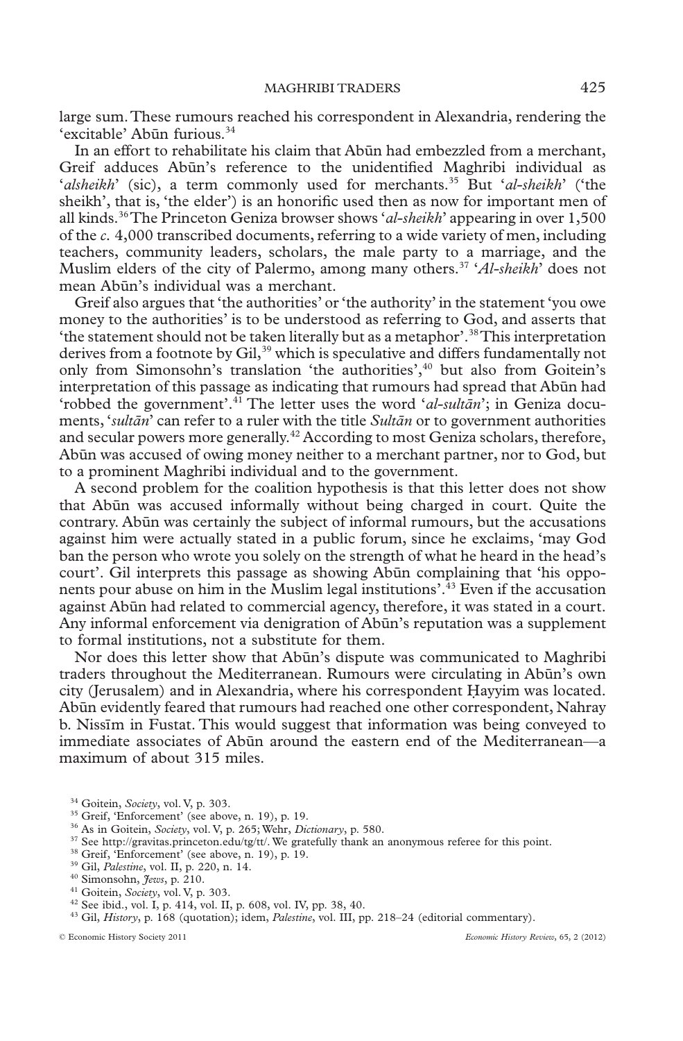large sum. These rumours reached his correspondent in Alexandria, rendering the 'excitable' Abūn furious.[34]

In an effort to rehabilitate his claim that Abūn had embezzled from a merchant, Greif adduces Abūn's reference to the unidentified Maghribi individual as '*alsheikh*' (sic), a term commonly used for merchants.[35] But '*al-sheikh*' ('the sheikh', that is, 'the elder') is an honorific used then as now for important men of all kinds.[36] The Princeton Geniza browser shows '*al-sheikh*' appearing in over 1,500 of the *c.* 4,000 transcribed documents, referring to a wide variety of men, including teachers, community leaders, scholars, the male party to a marriage, and the Muslim elders of the city of Palermo, among many others.[37] '*Al-sheikh*' does not mean Abūn's individual was a merchant.

Greif also argues that 'the authorities' or 'the authority' in the statement 'you owe money to the authorities' is to be understood as referring to God, and asserts that 'the statement should not be taken literally but as a metaphor'.[38] This interpretation derives from a footnote by Gil,[39] which is speculative and differs fundamentally not only from Simonsohn's translation 'the authorities',[40] but also from Goitein's interpretation of this passage as indicating that rumours had spread that Abūn had 'robbed the government'.[41] The letter uses the word '*al-sultān*'; in Geniza documents, '*sultān*' can refer to a ruler with the title *Sultān* or to government authorities and secular powers more generally.[42] According to most Geniza scholars, therefore, Abūn was accused of owing money neither to a merchant partner, nor to God, but to a prominent Maghribi individual and to the government.

A second problem for the coalition hypothesis is that this letter does not show that Abūn was accused informally without being charged in court. Quite the contrary. Abūn was certainly the subject of informal rumours, but the accusations against him were actually stated in a public forum, since he exclaims, 'may God ban the person who wrote you solely on the strength of what he heard in the head's court'. Gil interprets this passage as showing Abūn complaining that 'his opponents pour abuse on him in the Muslim legal institutions'.[43] Even if the accusation against Abūn had related to commercial agency, therefore, it was stated in a court. Any informal enforcement via denigration of Abūn's reputation was a supplement to formal institutions, not a substitute for them.

Nor does this letter show that Abūn's dispute was communicated to Maghribi traders throughout the Mediterranean. Rumours were circulating in Abūn's own city (Jerusalem) and in Alexandria, where his correspondent Ḥayyim was located. Abūn evidently feared that rumours had reached one other correspondent, Nahray b. Nissīm in Fustat. This would suggest that information was being conveyed to immediate associates of Abūn around the eastern end of the Mediterranean—a maximum of about 315 miles.

---

[34] Goitein, *Society*, vol. V, p. 303.

[35] Greif, 'Enforcement' (see above, n. 19), p. 19.

[36] As in Goitein, *Society*, vol. V, p. 265; Wehr, *Dictionary*, p. 580.

[37] See http://gravitas.princeton.edu/tg/tt/. We gratefully thank an anonymous referee for this point.

[38] Greif, 'Enforcement' (see above, n. 19), p. 19.

[39] Gil, *Palestine*, vol. II, p. 220, n. 14.

[40] Simonsohn, *Jews*, p. 210.

[41] Goitein, *Society*, vol. V, p. 303.

[42] See ibid., vol. I, p. 414, vol. II, p. 608, vol. IV, pp. 38, 40.

[43] Gil, *History*, p. 168 (quotation); idem, *Palestine*, vol. III, pp. 218–24 (editorial commentary).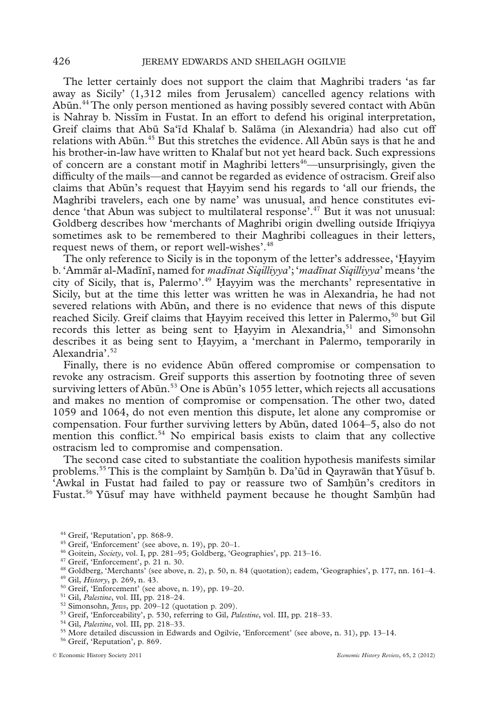The letter certainly does not support the claim that Maghribi traders 'as far away as Sicily' (1,312 miles from Jerusalem) cancelled agency relations with Abūn.[44] The only person mentioned as having possibly severed contact with Abūn is Nahray b. Nissīm in Fustat. In an effort to defend his original interpretation, Greif claims that Abū Sa'īd Khalaf b. Salāma (in Alexandria) had also cut off relations with Abūn.[45] But this stretches the evidence. All Abūn says is that he and his brother-in-law have written to Khalaf but not yet heard back. Such expressions of concern are a constant motif in Maghribi letters[46]—unsurprisingly, given the difficulty of the mails—and cannot be regarded as evidence of ostracism. Greif also claims that Abūn's request that Ḥayyim send his regards to 'all our friends, the Maghribi travelers, each one by name' was unusual, and hence constitutes evidence 'that Abun was subject to multilateral response'.[47] But it was not unusual: Goldberg describes how 'merchants of Maghribi origin dwelling outside Ifriqiyya sometimes ask to be remembered to their Maghribi colleagues in their letters, request news of them, or report well-wishes'.[48]

The only reference to Sicily is in the toponym of the letter's addressee, 'Ḥayyim b. 'Ammār al-Madīnī, named for *madīnat Siqilliyya*'; '*madīnat Siqilliyya*' means 'the city of Sicily, that is, Palermo'.[49] Ḥayyim was the merchants' representative in Sicily, but at the time this letter was written he was in Alexandria, he had not severed relations with Abūn, and there is no evidence that news of this dispute reached Sicily. Greif claims that Ḥayyim received this letter in Palermo,[50] but Gil records this letter as being sent to Ḥayyim in Alexandria,[51] and Simonsohn describes it as being sent to Ḥayyim, a 'merchant in Palermo, temporarily in Alexandria'.[52]

Finally, there is no evidence Abūn offered compromise or compensation to revoke any ostracism. Greif supports this assertion by footnoting three of seven surviving letters of Abūn.[53] One is Abūn's 1055 letter, which rejects all accusations and makes no mention of compromise or compensation. The other two, dated 1059 and 1064, do not even mention this dispute, let alone any compromise or compensation. Four further surviving letters by Abūn, dated 1064–5, also do not mention this conflict.[54] No empirical basis exists to claim that any collective ostracism led to compromise and compensation.

The second case cited to substantiate the coalition hypothesis manifests similar problems.[55] This is the complaint by Samḥūn b. Da'ūd in Qayrawān that Yūsuf b. 'Awkal in Fustat had failed to pay or reassure two of Samḥūn's creditors in Fustat.[56] Yūsuf may have withheld payment because he thought Samḥūn had

---

[44] Greif, 'Reputation', pp. 868-9.

[45] Greif, 'Enforcement' (see above, n. 19), pp. 20–1.

[46] Goitein, *Society*, vol. I, pp. 281–95; Goldberg, 'Geographies', pp. 213–16.

[47] Greif, 'Enforcement', p. 21 n. 30.

[48] Goldberg, 'Merchants' (see above, n. 2), p. 50, n. 84 (quotation); eadem, 'Geographies', p. 177, nn. 161–4.

[49] Gil, *History*, p. 269, n. 43.

[50] Greif, 'Enforcement' (see above, n. 19), pp. 19–20.

[51] Gil, *Palestine*, vol. III, pp. 218–24.

[52] Simonsohn, *Jews*, pp. 209–12 (quotation p. 209).

[53] Greif, 'Enforceability', p. 530, referring to Gil, *Palestine*, vol. III, pp. 218–33.

[54] Gil, *Palestine*, vol. III, pp. 218–33.

[55] More detailed discussion in Edwards and Ogilvie, 'Enforcement' (see above, n. 31), pp. 13–14.

[56] Greif, 'Reputation', p. 869.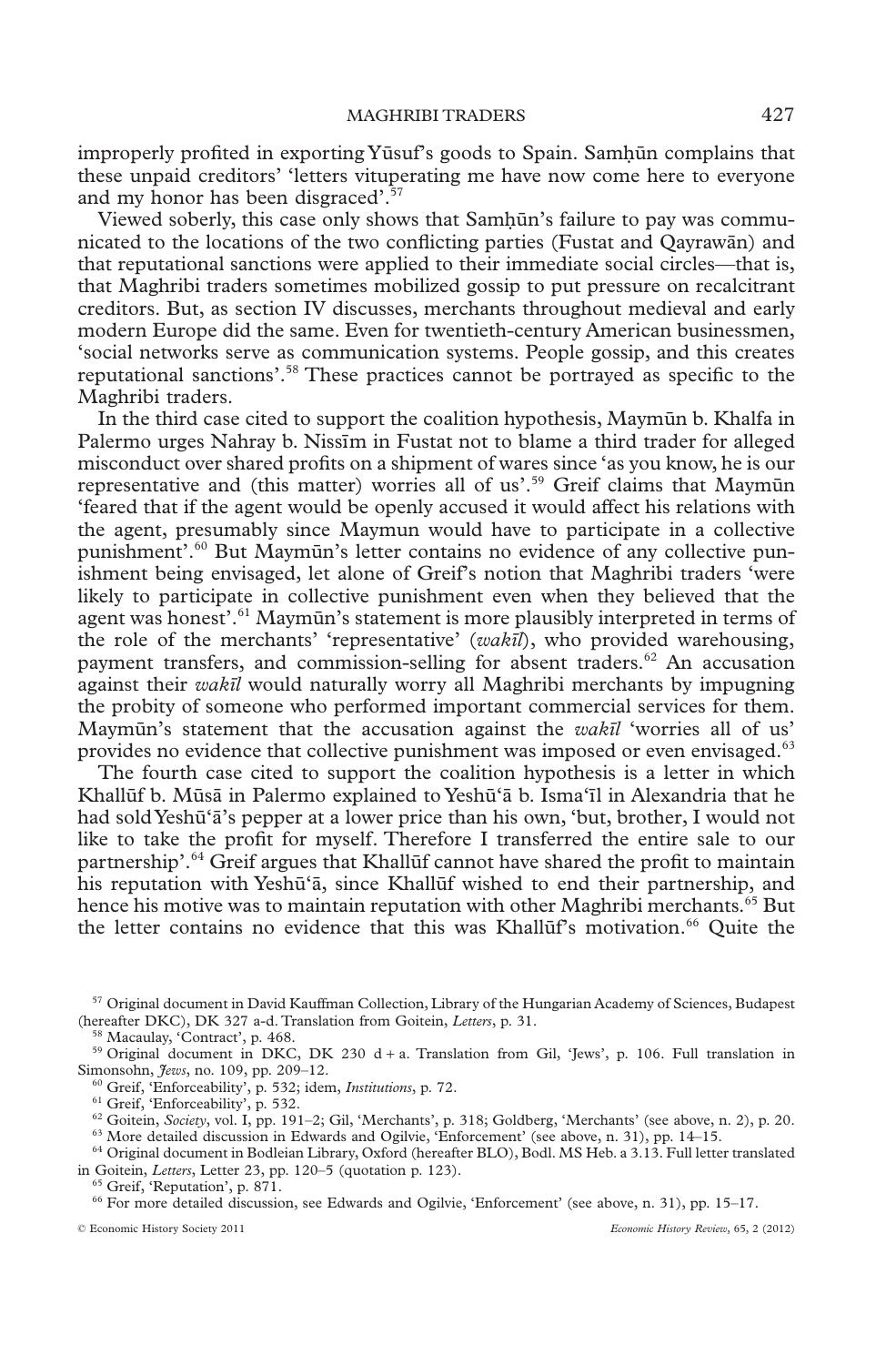improperly profited in exporting Yūsuf's goods to Spain. Samḥūn complains that these unpaid creditors' 'letters vituperating me have now come here to everyone and my honor has been disgraced'.[57]

Viewed soberly, this case only shows that Samḥūn's failure to pay was communicated to the locations of the two conflicting parties (Fustat and Qayrawān) and that reputational sanctions were applied to their immediate social circles—that is, that Maghribi traders sometimes mobilized gossip to put pressure on recalcitrant creditors. But, as section IV discusses, merchants throughout medieval and early modern Europe did the same. Even for twentieth-century American businessmen, 'social networks serve as communication systems. People gossip, and this creates reputational sanctions'.[58] These practices cannot be portrayed as specific to the Maghribi traders.

In the third case cited to support the coalition hypothesis, Maymūn b. Khalfa in Palermo urges Nahray b. Nissīm in Fustat not to blame a third trader for alleged misconduct over shared profits on a shipment of wares since 'as you know, he is our representative and (this matter) worries all of us'.[59] Greif claims that Maymūn 'feared that if the agent would be openly accused it would affect his relations with the agent, presumably since Maymun would have to participate in a collective punishment'.[60] But Maymūn's letter contains no evidence of any collective punishment being envisaged, let alone of Greif's notion that Maghribi traders 'were likely to participate in collective punishment even when they believed that the agent was honest'.[61] Maymūn's statement is more plausibly interpreted in terms of the role of the merchants' 'representative' (*wakīl*), who provided warehousing, payment transfers, and commission-selling for absent traders.[62] An accusation against their *wakīl* would naturally worry all Maghribi merchants by impugning the probity of someone who performed important commercial services for them. Maymūn's statement that the accusation against the *wakīl* 'worries all of us' provides no evidence that collective punishment was imposed or even envisaged.[63]

The fourth case cited to support the coalition hypothesis is a letter in which Khallūf b. Mūsā in Palermo explained to Yeshūʿā b. Ismaʿīl in Alexandria that he had sold Yeshūʿā's pepper at a lower price than his own, 'but, brother, I would not like to take the profit for myself. Therefore I transferred the entire sale to our partnership'.[64] Greif argues that Khallūf cannot have shared the profit to maintain his reputation with Yeshūʿā, since Khallūf wished to end their partnership, and hence his motive was to maintain reputation with other Maghribi merchants.[65] But the letter contains no evidence that this was Khallūf's motivation.[66] Quite the

[57] Original document in David Kauffman Collection, Library of the Hungarian Academy of Sciences, Budapest (hereafter DKC), DK 327 a-d. Translation from Goitein, *Letters*, p. 31.

[58] Macaulay, 'Contract', p. 468.

[59] Original document in DKC, DK 230 d + a. Translation from Gil, 'Jews', p. 106. Full translation in Simonsohn, *Jews*, no. 109, pp. 209–12.

[60] Greif, 'Enforceability', p. 532; idem, *Institutions*, p. 72.

[61] Greif, 'Enforceability', p. 532.

[62] Goitein, *Society*, vol. I, pp. 191–2; Gil, 'Merchants', p. 318; Goldberg, 'Merchants' (see above, n. 2), p. 20.

[63] More detailed discussion in Edwards and Ogilvie, 'Enforcement' (see above, n. 31), pp. 14–15.

[64] Original document in Bodleian Library, Oxford (hereafter BLO), Bodl. MS Heb. a 3.13. Full letter translated in Goitein, *Letters*, Letter 23, pp. 120–5 (quotation p. 123).

[65] Greif, 'Reputation', p. 871.

[66] For more detailed discussion, see Edwards and Ogilvie, 'Enforcement' (see above, n. 31), pp. 15–17.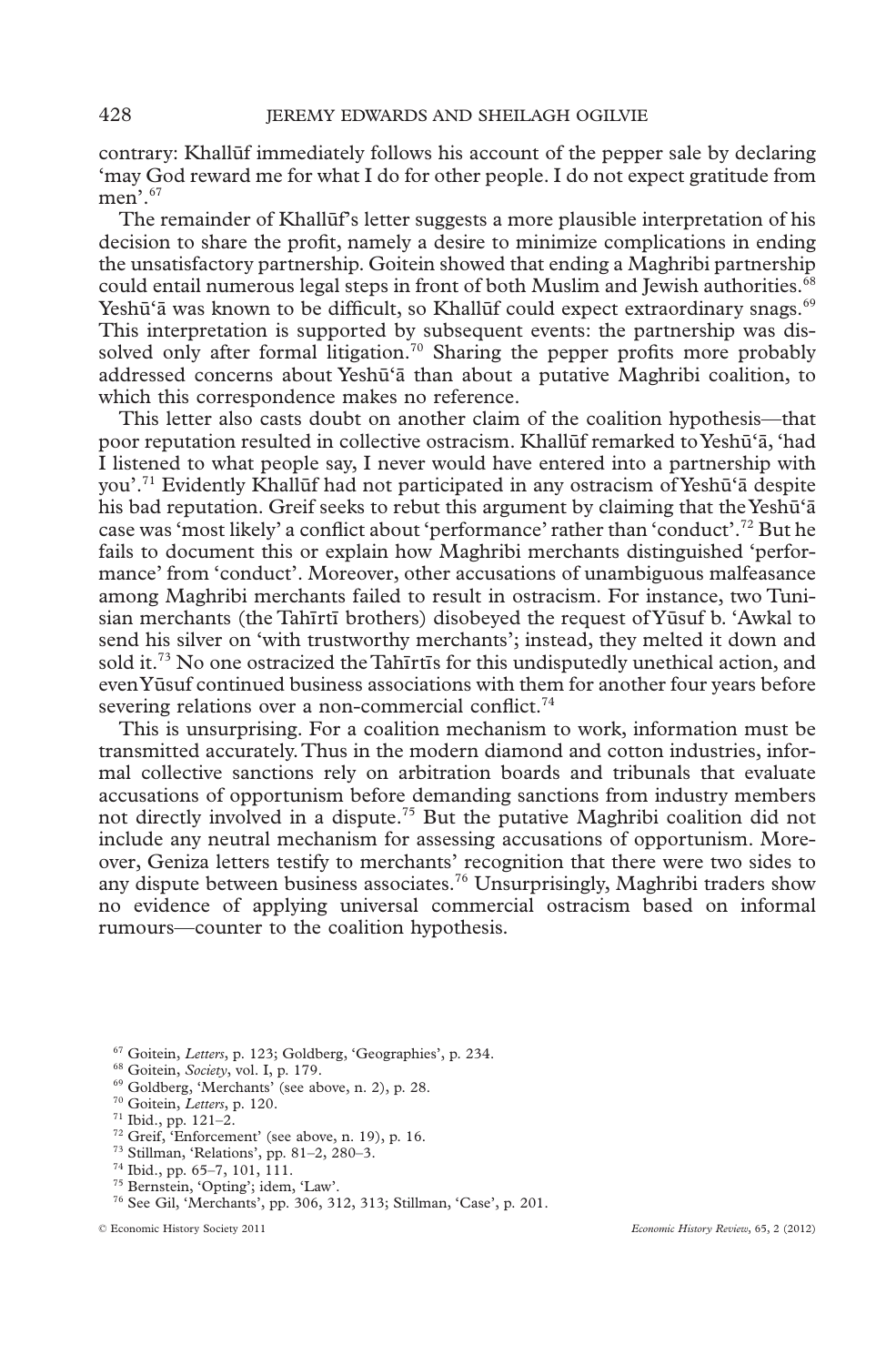contrary: Khallūf immediately follows his account of the pepper sale by declaring 'may God reward me for what I do for other people. I do not expect gratitude from men'.[67]

The remainder of Khallūf's letter suggests a more plausible interpretation of his decision to share the profit, namely a desire to minimize complications in ending the unsatisfactory partnership. Goitein showed that ending a Maghribi partnership could entail numerous legal steps in front of both Muslim and Jewish authorities.[68] Yeshū'ā was known to be difficult, so Khallūf could expect extraordinary snags.[69] This interpretation is supported by subsequent events: the partnership was dissolved only after formal litigation.[70] Sharing the pepper profits more probably addressed concerns about Yeshū'ā than about a putative Maghribi coalition, to which this correspondence makes no reference.

This letter also casts doubt on another claim of the coalition hypothesis—that poor reputation resulted in collective ostracism. Khallūf remarked to Yeshū'ā, 'had I listened to what people say, I never would have entered into a partnership with you'.[71] Evidently Khallūf had not participated in any ostracism of Yeshū'ā despite his bad reputation. Greif seeks to rebut this argument by claiming that the Yeshū'ā case was 'most likely' a conflict about 'performance' rather than 'conduct'.[72] But he fails to document this or explain how Maghribi merchants distinguished 'performance' from 'conduct'. Moreover, other accusations of unambiguous malfeasance among Maghribi merchants failed to result in ostracism. For instance, two Tunisian merchants (the Tahīrtī brothers) disobeyed the request of Yūsuf b. 'Awkal to send his silver on 'with trustworthy merchants'; instead, they melted it down and sold it.[73] No one ostracized the Tahīrtīs for this undisputedly unethical action, and even Yūsuf continued business associations with them for another four years before severing relations over a non-commercial conflict.[74]

This is unsurprising. For a coalition mechanism to work, information must be transmitted accurately. Thus in the modern diamond and cotton industries, informal collective sanctions rely on arbitration boards and tribunals that evaluate accusations of opportunism before demanding sanctions from industry members not directly involved in a dispute.[75] But the putative Maghribi coalition did not include any neutral mechanism for assessing accusations of opportunism. Moreover, Geniza letters testify to merchants' recognition that there were two sides to any dispute between business associates.[76] Unsurprisingly, Maghribi traders show no evidence of applying universal commercial ostracism based on informal rumours—counter to the coalition hypothesis.

---

[67] Goitein, *Letters*, p. 123; Goldberg, 'Geographies', p. 234.

[68] Goitein, *Society*, vol. I, p. 179.

[69] Goldberg, 'Merchants' (see above, n. 2), p. 28.

[70] Goitein, *Letters*, p. 120.

[71] Ibid., pp. 121–2.

[72] Greif, 'Enforcement' (see above, n. 19), p. 16.

[73] Stillman, 'Relations', pp. 81–2, 280–3.

[74] Ibid., pp. 65–7, 101, 111.

[75] Bernstein, 'Opting'; idem, 'Law'.

[76] See Gil, 'Merchants', pp. 306, 312, 313; Stillman, 'Case', p. 201.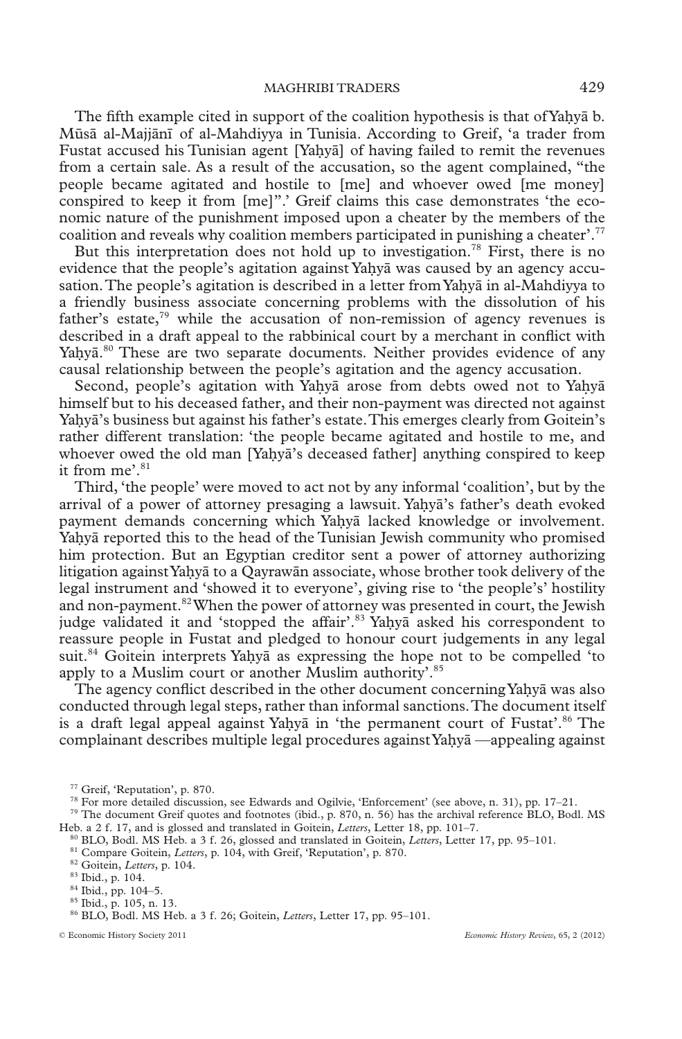The fifth example cited in support of the coalition hypothesis is that of Yaḥyā b. Mūsā al-Majjānī of al-Mahdiyya in Tunisia. According to Greif, 'a trader from Fustat accused his Tunisian agent [Yaḥyā] of having failed to remit the revenues from a certain sale. As a result of the accusation, so the agent complained, "the people became agitated and hostile to [me] and whoever owed [me money] conspired to keep it from [me]".' Greif claims this case demonstrates 'the economic nature of the punishment imposed upon a cheater by the members of the coalition and reveals why coalition members participated in punishing a cheater'.[77]

But this interpretation does not hold up to investigation.[78] First, there is no evidence that the people's agitation against Yaḥyā was caused by an agency accusation. The people's agitation is described in a letter from Yaḥyā in al-Mahdiyya to a friendly business associate concerning problems with the dissolution of his father's estate,[79] while the accusation of non-remission of agency revenues is described in a draft appeal to the rabbinical court by a merchant in conflict with Yaḥyā.[80] These are two separate documents. Neither provides evidence of any causal relationship between the people's agitation and the agency accusation.

Second, people's agitation with Yaḥyā arose from debts owed not to Yaḥyā himself but to his deceased father, and their non-payment was directed not against Yaḥyā's business but against his father's estate. This emerges clearly from Goitein's rather different translation: 'the people became agitated and hostile to me, and whoever owed the old man [Yaḥyā's deceased father] anything conspired to keep it from me'.[81]

Third, 'the people' were moved to act not by any informal 'coalition', but by the arrival of a power of attorney presaging a lawsuit. Yaḥyā's father's death evoked payment demands concerning which Yaḥyā lacked knowledge or involvement. Yaḥyā reported this to the head of the Tunisian Jewish community who promised him protection. But an Egyptian creditor sent a power of attorney authorizing litigation against Yaḥyā to a Qayrawān associate, whose brother took delivery of the legal instrument and 'showed it to everyone', giving rise to 'the people's' hostility and non-payment.[82] When the power of attorney was presented in court, the Jewish judge validated it and 'stopped the affair'.[83] Yaḥyā asked his correspondent to reassure people in Fustat and pledged to honour court judgements in any legal suit.[84] Goitein interprets Yaḥyā as expressing the hope not to be compelled 'to apply to a Muslim court or another Muslim authority'.[85]

The agency conflict described in the other document concerning Yaḥyā was also conducted through legal steps, rather than informal sanctions. The document itself is a draft legal appeal against Yaḥyā in 'the permanent court of Fustat'.[86] The complainant describes multiple legal procedures against Yaḥyā —appealing against

[77] Greif, 'Reputation', p. 870.

[78] For more detailed discussion, see Edwards and Ogilvie, 'Enforcement' (see above, n. 31), pp. 17–21.

[79] The document Greif quotes and footnotes (ibid., p. 870, n. 56) has the archival reference BLO, Bodl. MS Heb. a 2 f. 17, and is glossed and translated in Goitein, *Letters*, Letter 18, pp. 101–7.

[80] BLO, Bodl. MS Heb. a 3 f. 26, glossed and translated in Goitein, *Letters*, Letter 17, pp. 95–101.

[81] Compare Goitein, *Letters*, p. 104, with Greif, 'Reputation', p. 870.

[82] Goitein, *Letters*, p. 104.

[83] Ibid., p. 104.

[84] Ibid., pp. 104–5.

[85] Ibid., p. 105, n. 13.

[86] BLO, Bodl. MS Heb. a 3 f. 26; Goitein, *Letters*, Letter 17, pp. 95–101.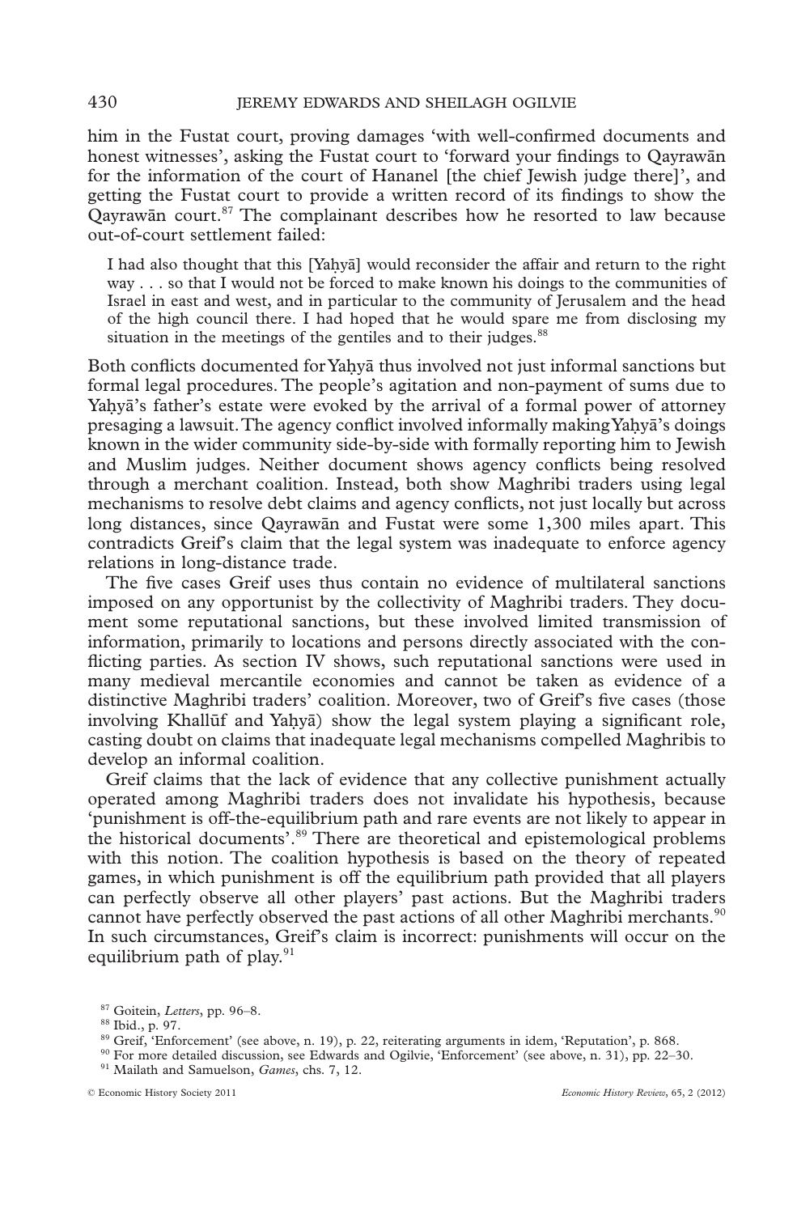him in the Fustat court, proving damages 'with well-confirmed documents and honest witnesses', asking the Fustat court to 'forward your findings to Qayrawān for the information of the court of Hananel [the chief Jewish judge there]', and getting the Fustat court to provide a written record of its findings to show the Qayrawān court.[87] The complainant describes how he resorted to law because out-of-court settlement failed:

> I had also thought that this [Yaḥyā] would reconsider the affair and return to the right way . . . so that I would not be forced to make known his doings to the communities of Israel in east and west, and in particular to the community of Jerusalem and the head of the high council there. I had hoped that he would spare me from disclosing my situation in the meetings of the gentiles and to their judges.[88]

Both conflicts documented for Yaḥyā thus involved not just informal sanctions but formal legal procedures. The people's agitation and non-payment of sums due to Yaḥyā's father's estate were evoked by the arrival of a formal power of attorney presaging a lawsuit. The agency conflict involved informally making Yaḥyā's doings known in the wider community side-by-side with formally reporting him to Jewish and Muslim judges. Neither document shows agency conflicts being resolved through a merchant coalition. Instead, both show Maghribi traders using legal mechanisms to resolve debt claims and agency conflicts, not just locally but across long distances, since Qayrawān and Fustat were some 1,300 miles apart. This contradicts Greif's claim that the legal system was inadequate to enforce agency relations in long-distance trade.

The five cases Greif uses thus contain no evidence of multilateral sanctions imposed on any opportunist by the collectivity of Maghribi traders. They document some reputational sanctions, but these involved limited transmission of information, primarily to locations and persons directly associated with the conflicting parties. As section IV shows, such reputational sanctions were used in many medieval mercantile economies and cannot be taken as evidence of a distinctive Maghribi traders' coalition. Moreover, two of Greif's five cases (those involving Khallūf and Yaḥyā) show the legal system playing a significant role, casting doubt on claims that inadequate legal mechanisms compelled Maghribis to develop an informal coalition.

Greif claims that the lack of evidence that any collective punishment actually operated among Maghribi traders does not invalidate his hypothesis, because 'punishment is off-the-equilibrium path and rare events are not likely to appear in the historical documents'.[89] There are theoretical and epistemological problems with this notion. The coalition hypothesis is based on the theory of repeated games, in which punishment is off the equilibrium path provided that all players can perfectly observe all other players' past actions. But the Maghribi traders cannot have perfectly observed the past actions of all other Maghribi merchants.[90] In such circumstances, Greif's claim is incorrect: punishments will occur on the equilibrium path of play.[91]

[87] Goitein, *Letters*, pp. 96–8.

[88] Ibid., p. 97.

[89] Greif, 'Enforcement' (see above, n. 19), p. 22, reiterating arguments in idem, 'Reputation', p. 868.

[90] For more detailed discussion, see Edwards and Ogilvie, 'Enforcement' (see above, n. 31), pp. 22–30.

[91] Mailath and Samuelson, *Games*, chs. 7, 12.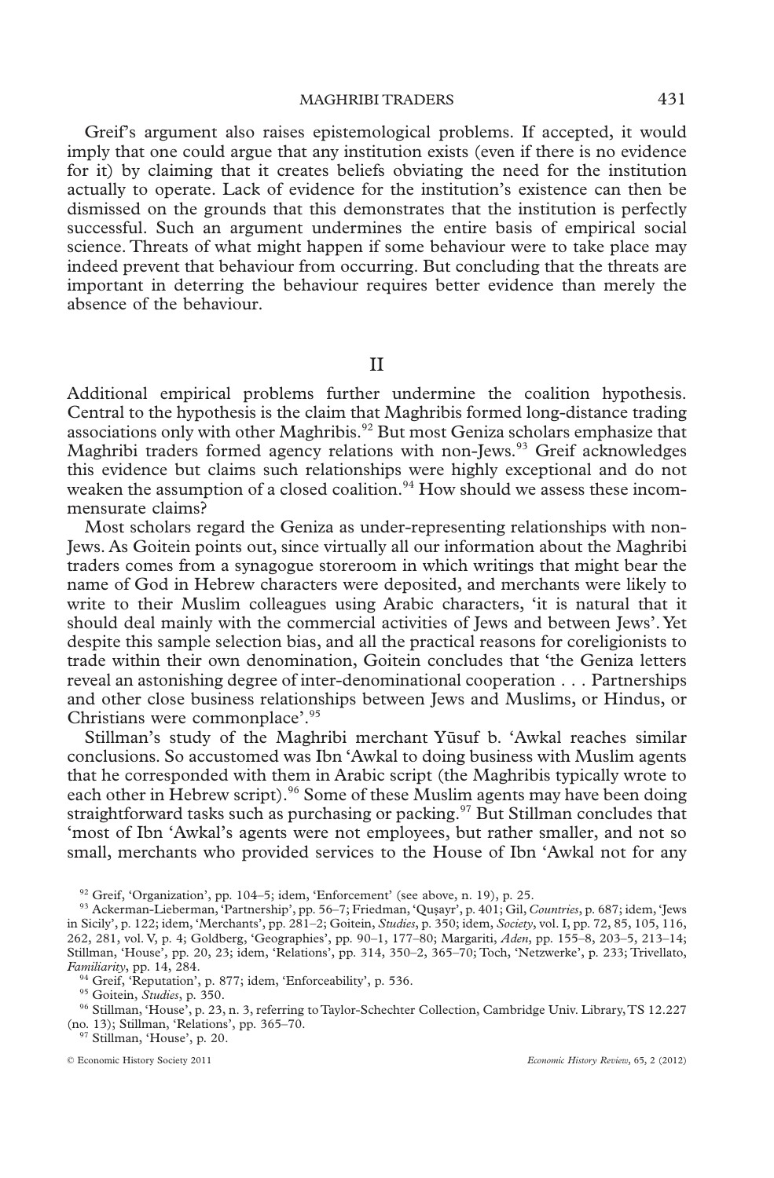Greif's argument also raises epistemological problems. If accepted, it would imply that one could argue that any institution exists (even if there is no evidence for it) by claiming that it creates beliefs obviating the need for the institution actually to operate. Lack of evidence for the institution's existence can then be dismissed on the grounds that this demonstrates that the institution is perfectly successful. Such an argument undermines the entire basis of empirical social science. Threats of what might happen if some behaviour were to take place may indeed prevent that behaviour from occurring. But concluding that the threats are important in deterring the behaviour requires better evidence than merely the absence of the behaviour.

## II

Additional empirical problems further undermine the coalition hypothesis. Central to the hypothesis is the claim that Maghribis formed long-distance trading associations only with other Maghribis.[92] But most Geniza scholars emphasize that Maghribi traders formed agency relations with non-Jews.[93] Greif acknowledges this evidence but claims such relationships were highly exceptional and do not weaken the assumption of a closed coalition.[94] How should we assess these incommensurate claims?

Most scholars regard the Geniza as under-representing relationships with non-Jews. As Goitein points out, since virtually all our information about the Maghribi traders comes from a synagogue storeroom in which writings that might bear the name of God in Hebrew characters were deposited, and merchants were likely to write to their Muslim colleagues using Arabic characters, 'it is natural that it should deal mainly with the commercial activities of Jews and between Jews'. Yet despite this sample selection bias, and all the practical reasons for coreligionists to trade within their own denomination, Goitein concludes that 'the Geniza letters reveal an astonishing degree of inter-denominational cooperation . . . Partnerships and other close business relationships between Jews and Muslims, or Hindus, or Christians were commonplace'.[95]

Stillman's study of the Maghribi merchant Yūsuf b. 'Awkal reaches similar conclusions. So accustomed was Ibn 'Awkal to doing business with Muslim agents that he corresponded with them in Arabic script (the Maghribis typically wrote to each other in Hebrew script).[96] Some of these Muslim agents may have been doing straightforward tasks such as purchasing or packing.[97] But Stillman concludes that 'most of Ibn 'Awkal's agents were not employees, but rather smaller, and not so small, merchants who provided services to the House of Ibn 'Awkal not for any

[92] Greif, 'Organization', pp. 104–5; idem, 'Enforcement' (see above, n. 19), p. 25.

[93] Ackerman-Lieberman, 'Partnership', pp. 56–7; Friedman, 'Quṣayr', p. 401; Gil, *Countries*, p. 687; idem, 'Jews in Sicily', p. 122; idem, 'Merchants', pp. 281–2; Goitein, *Studies*, p. 350; idem, *Society*, vol. I, pp. 72, 85, 105, 116, 262, 281, vol. V, p. 4; Goldberg, 'Geographies', pp. 90–1, 177–80; Margariti, *Aden*, pp. 155–8, 203–5, 213–14; Stillman, 'House', pp. 20, 23; idem, 'Relations', pp. 314, 350–2, 365–70; Toch, 'Netzwerke', p. 233; Trivellato, *Familiarity*, pp. 14, 284.

[94] Greif, 'Reputation', p. 877; idem, 'Enforceability', p. 536.

[95] Goitein, *Studies*, p. 350.

[96] Stillman, 'House', p. 23, n. 3, referring to Taylor-Schechter Collection, Cambridge Univ. Library, TS 12.227 (no. 13); Stillman, 'Relations', pp. 365–70.

[97] Stillman, 'House', p. 20.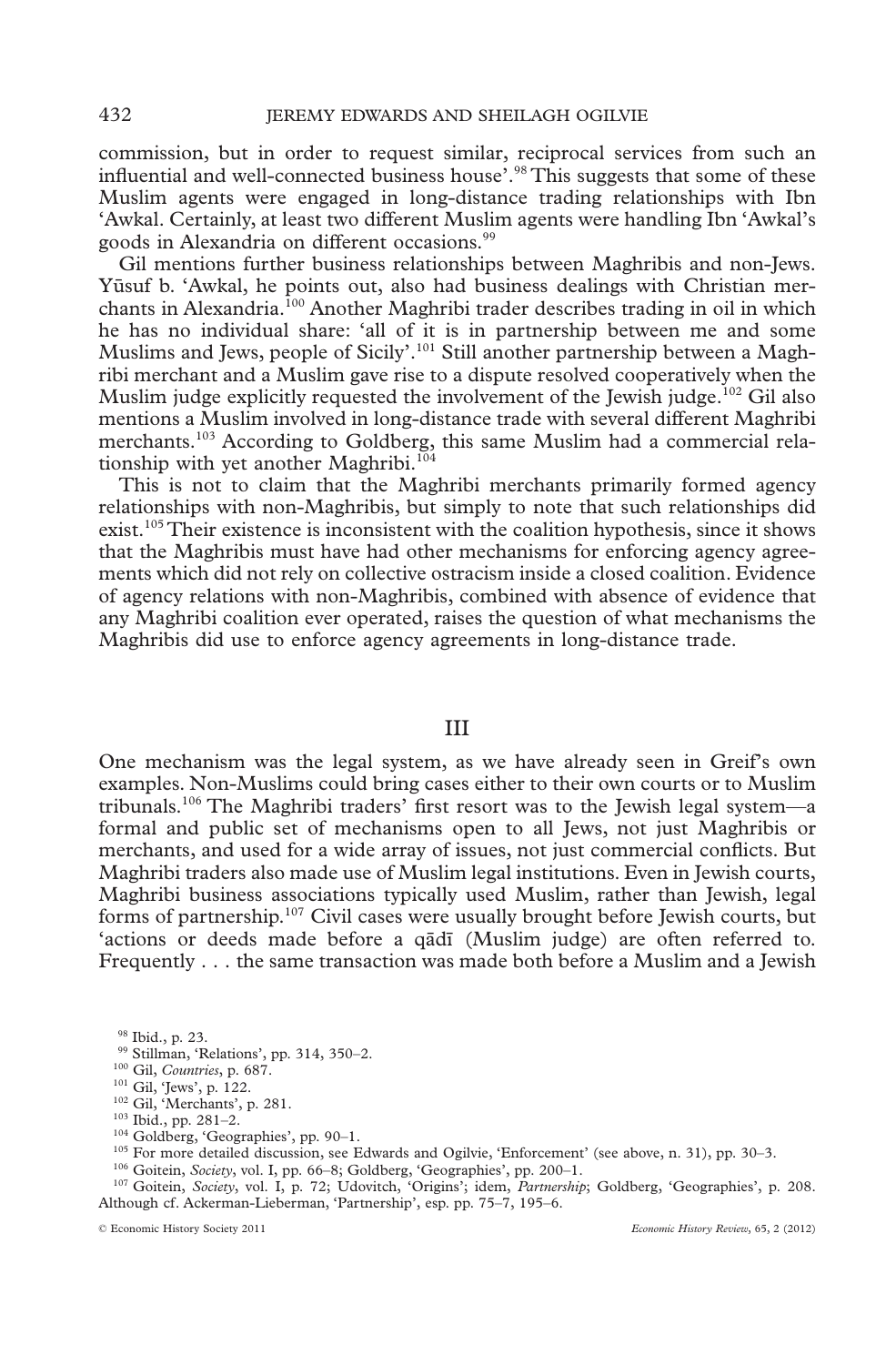commission, but in order to request similar, reciprocal services from such an influential and well-connected business house'.[98] This suggests that some of these Muslim agents were engaged in long-distance trading relationships with Ibn 'Awkal. Certainly, at least two different Muslim agents were handling Ibn 'Awkal's goods in Alexandria on different occasions.[99]

Gil mentions further business relationships between Maghribis and non-Jews. Yūsuf b. 'Awkal, he points out, also had business dealings with Christian merchants in Alexandria.[100] Another Maghribi trader describes trading in oil in which he has no individual share: 'all of it is in partnership between me and some Muslims and Jews, people of Sicily'.[101] Still another partnership between a Maghribi merchant and a Muslim gave rise to a dispute resolved cooperatively when the Muslim judge explicitly requested the involvement of the Jewish judge.[102] Gil also mentions a Muslim involved in long-distance trade with several different Maghribi merchants.[103] According to Goldberg, this same Muslim had a commercial relationship with yet another Maghribi.[104]

This is not to claim that the Maghribi merchants primarily formed agency relationships with non-Maghribis, but simply to note that such relationships did exist.[105] Their existence is inconsistent with the coalition hypothesis, since it shows that the Maghribis must have had other mechanisms for enforcing agency agreements which did not rely on collective ostracism inside a closed coalition. Evidence of agency relations with non-Maghribis, combined with absence of evidence that any Maghribi coalition ever operated, raises the question of what mechanisms the Maghribis did use to enforce agency agreements in long-distance trade.

## III

One mechanism was the legal system, as we have already seen in Greif's own examples. Non-Muslims could bring cases either to their own courts or to Muslim tribunals.[106] The Maghribi traders' first resort was to the Jewish legal system—a formal and public set of mechanisms open to all Jews, not just Maghribis or merchants, and used for a wide array of issues, not just commercial conflicts. But Maghribi traders also made use of Muslim legal institutions. Even in Jewish courts, Maghribi business associations typically used Muslim, rather than Jewish, legal forms of partnership.[107] Civil cases were usually brought before Jewish courts, but 'actions or deeds made before a qādī (Muslim judge) are often referred to. Frequently . . . the same transaction was made both before a Muslim and a Jewish

[98] Ibid., p. 23.

[99] Stillman, 'Relations', pp. 314, 350–2.

[100] Gil, *Countries*, p. 687.

[101] Gil, 'Jews', p. 122.

[102] Gil, 'Merchants', p. 281.

[103] Ibid., pp. 281–2.

[104] Goldberg, 'Geographies', pp. 90–1.

[105] For more detailed discussion, see Edwards and Ogilvie, 'Enforcement' (see above, n. 31), pp. 30–3.

[106] Goitein, *Society*, vol. I, pp. 66–8; Goldberg, 'Geographies', pp. 200–1.

[107] Goitein, *Society*, vol. I, p. 72; Udovitch, 'Origins'; idem, *Partnership*; Goldberg, 'Geographies', p. 208. Although cf. Ackerman-Lieberman, 'Partnership', esp. pp. 75–7, 195–6.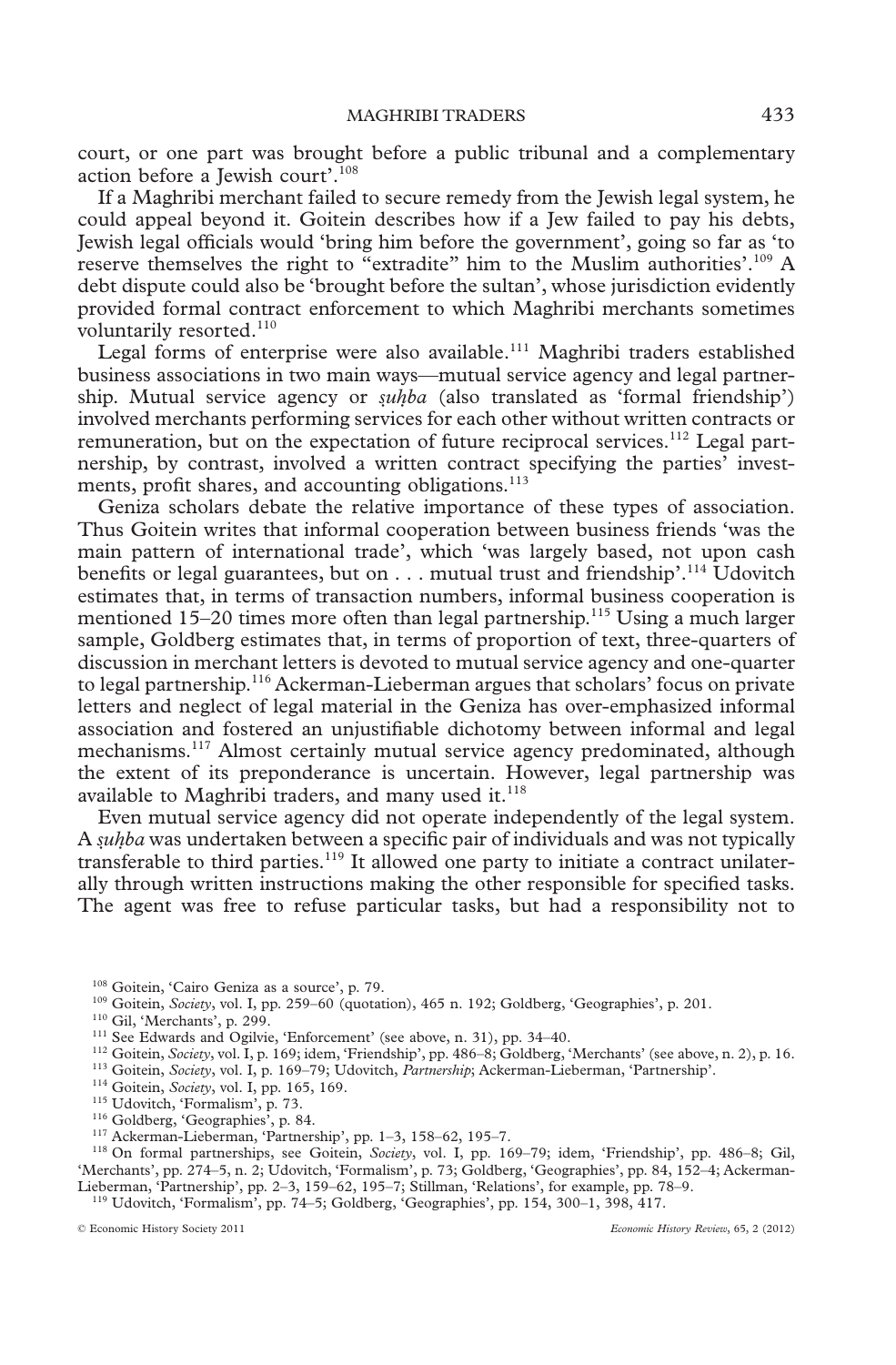court, or one part was brought before a public tribunal and a complementary action before a Jewish court'.[108]

If a Maghribi merchant failed to secure remedy from the Jewish legal system, he could appeal beyond it. Goitein describes how if a Jew failed to pay his debts, Jewish legal officials would 'bring him before the government', going so far as 'to reserve themselves the right to "extradite" him to the Muslim authorities'.[109] A debt dispute could also be 'brought before the sultan', whose jurisdiction evidently provided formal contract enforcement to which Maghribi merchants sometimes voluntarily resorted.[110]

Legal forms of enterprise were also available.[111] Maghribi traders established business associations in two main ways—mutual service agency and legal partnership. Mutual service agency or *ṣuḥba* (also translated as 'formal friendship') involved merchants performing services for each other without written contracts or remuneration, but on the expectation of future reciprocal services.[112] Legal partnership, by contrast, involved a written contract specifying the parties' investments, profit shares, and accounting obligations.[113]

Geniza scholars debate the relative importance of these types of association. Thus Goitein writes that informal cooperation between business friends 'was the main pattern of international trade', which 'was largely based, not upon cash benefits or legal guarantees, but on . . . mutual trust and friendship'.[114] Udovitch estimates that, in terms of transaction numbers, informal business cooperation is mentioned 15–20 times more often than legal partnership.[115] Using a much larger sample, Goldberg estimates that, in terms of proportion of text, three-quarters of discussion in merchant letters is devoted to mutual service agency and one-quarter to legal partnership.[116] Ackerman-Lieberman argues that scholars' focus on private letters and neglect of legal material in the Geniza has over-emphasized informal association and fostered an unjustifiable dichotomy between informal and legal mechanisms.[117] Almost certainly mutual service agency predominated, although the extent of its preponderance is uncertain. However, legal partnership was available to Maghribi traders, and many used it.[118]

Even mutual service agency did not operate independently of the legal system. A *ṣuḥba* was undertaken between a specific pair of individuals and was not typically transferable to third parties.[119] It allowed one party to initiate a contract unilaterally through written instructions making the other responsible for specified tasks. The agent was free to refuse particular tasks, but had a responsibility not to

---

[108] Goitein, 'Cairo Geniza as a source', p. 79.

[109] Goitein, *Society*, vol. I, pp. 259–60 (quotation), 465 n. 192; Goldberg, 'Geographies', p. 201.

[110] Gil, 'Merchants', p. 299.

[111] See Edwards and Ogilvie, 'Enforcement' (see above, n. 31), pp. 34–40.

[112] Goitein, *Society*, vol. I, p. 169; idem, 'Friendship', pp. 486–8; Goldberg, 'Merchants' (see above, n. 2), p. 16.

[113] Goitein, *Society*, vol. I, pp. 169–79; Udovitch, *Partnership*; Ackerman-Lieberman, 'Partnership'.

[114] Goitein, *Society*, vol. I, pp. 165, 169.

[115] Udovitch, 'Formalism', p. 73.

[116] Goldberg, 'Geographies', p. 84.

[117] Ackerman-Lieberman, 'Partnership', pp. 1–3, 158–62, 195–7.

[118] On formal partnerships, see Goitein, *Society*, vol. I, pp. 169–79; idem, 'Friendship', pp. 486–8; Gil, 'Merchants', pp. 274–5, n. 2; Udovitch, 'Formalism', p. 73; Goldberg, 'Geographies', pp. 84, 152–4; Ackerman-Lieberman, 'Partnership', pp. 2–3, 159–62, 195–7; Stillman, 'Relations', for example, pp. 78–9.

[119] Udovitch, 'Formalism', pp. 74–5; Goldberg, 'Geographies', pp. 154, 300–1, 398, 417.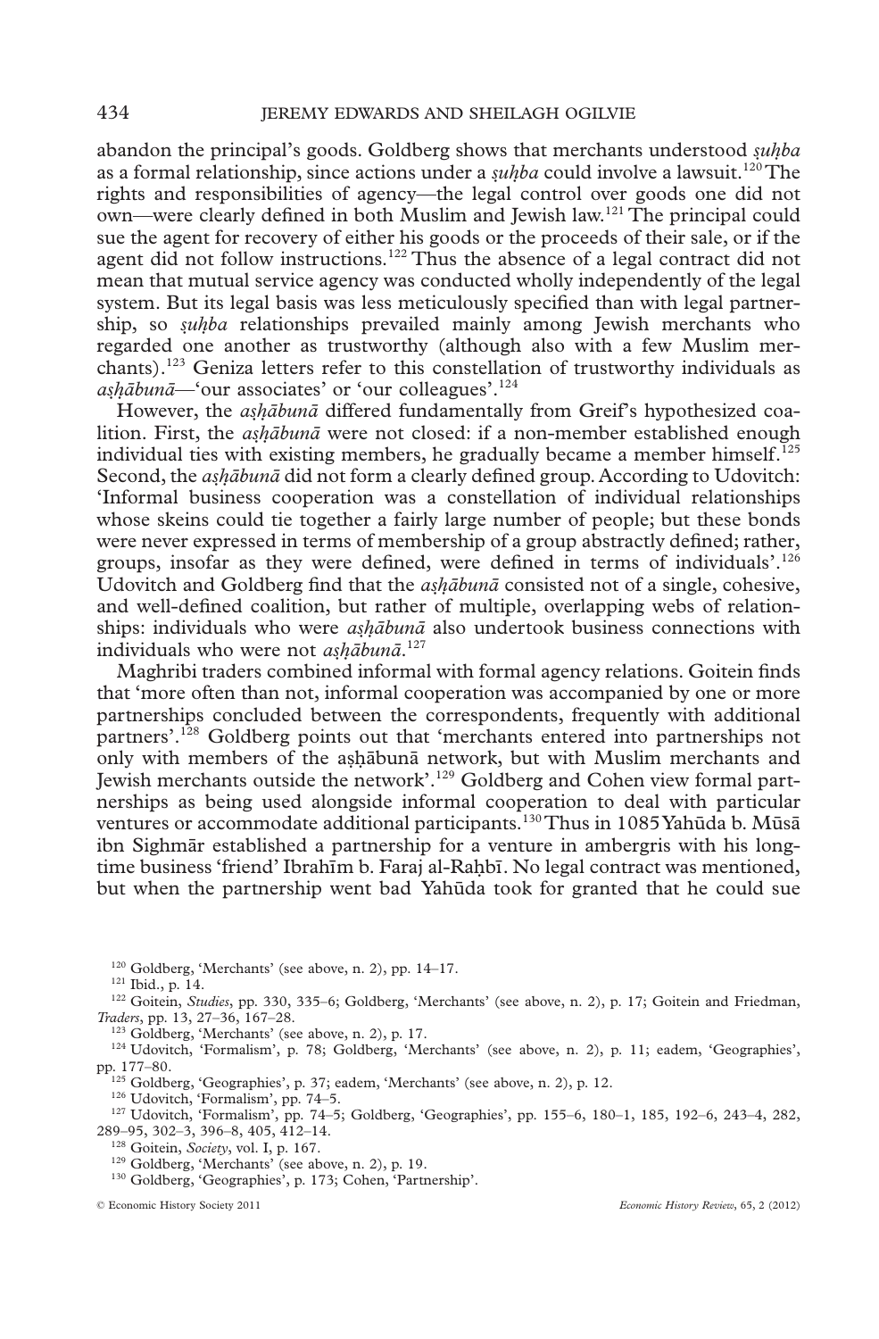abandon the principal's goods. Goldberg shows that merchants understood *ṣuḥba* as a formal relationship, since actions under a *ṣuḥba* could involve a lawsuit.[120] The rights and responsibilities of agency—the legal control over goods one did not own—were clearly defined in both Muslim and Jewish law.[121] The principal could sue the agent for recovery of either his goods or the proceeds of their sale, or if the agent did not follow instructions.[122] Thus the absence of a legal contract did not mean that mutual service agency was conducted wholly independently of the legal system. But its legal basis was less meticulously specified than with legal partnership, so *ṣuḥba* relationships prevailed mainly among Jewish merchants who regarded one another as trustworthy (although also with a few Muslim merchants).[123] Geniza letters refer to this constellation of trustworthy individuals as *aṣḥābunā*—'our associates' or 'our colleagues'.[124]

However, the *aṣḥābunā* differed fundamentally from Greif's hypothesized coalition. First, the *aṣḥābunā* were not closed: if a non-member established enough individual ties with existing members, he gradually became a member himself.[125] Second, the *aṣḥābunā* did not form a clearly defined group. According to Udovitch: 'Informal business cooperation was a constellation of individual relationships whose skeins could tie together a fairly large number of people; but these bonds were never expressed in terms of membership of a group abstractly defined; rather, groups, insofar as they were defined, were defined in terms of individuals'.[126] Udovitch and Goldberg find that the *aṣḥābunā* consisted not of a single, cohesive, and well-defined coalition, but rather of multiple, overlapping webs of relationships: individuals who were *aṣḥābunā* also undertook business connections with individuals who were not *aṣḥābunā*.[127]

Maghribi traders combined informal with formal agency relations. Goitein finds that 'more often than not, informal cooperation was accompanied by one or more partnerships concluded between the correspondents, frequently with additional partners'.[128] Goldberg points out that 'merchants entered into partnerships not only with members of the aṣḥābunā network, but with Muslim merchants and Jewish merchants outside the network'.[129] Goldberg and Cohen view formal partnerships as being used alongside informal cooperation to deal with particular ventures or accommodate additional participants.[130] Thus in 1085 Yahūda b. Mūsā ibn Sighmār established a partnership for a venture in ambergris with his longtime business 'friend' Ibrahīm b. Faraj al-Raḥbī. No legal contract was mentioned, but when the partnership went bad Yahūda took for granted that he could sue

[120] Goldberg, 'Merchants' (see above, n. 2), pp. 14–17.

[121] Ibid., p. 14.

[122] Goitein, *Studies*, pp. 330, 335–6; Goldberg, 'Merchants' (see above, n. 2), p. 17; Goitein and Friedman, *Traders*, pp. 13, 27–36, 167–28.

[123] Goldberg, 'Merchants' (see above, n. 2), p. 17.

[124] Udovitch, 'Formalism', p. 78; Goldberg, 'Merchants' (see above, n. 2), p. 11; eadem, 'Geographies', pp. 177–80.

[125] Goldberg, 'Geographies', p. 37; eadem, 'Merchants' (see above, n. 2), p. 12.

[126] Udovitch, 'Formalism', pp. 74–5.

[127] Udovitch, 'Formalism', pp. 74–5; Goldberg, 'Geographies', pp. 155–6, 180–1, 185, 192–6, 243–4, 282, 289–95, 302–3, 396–8, 405, 412–14.

[128] Goitein, *Society*, vol. I, p. 167.

[129] Goldberg, 'Merchants' (see above, n. 2), p. 19.

[130] Goldberg, 'Geographies', p. 173; Cohen, 'Partnership'.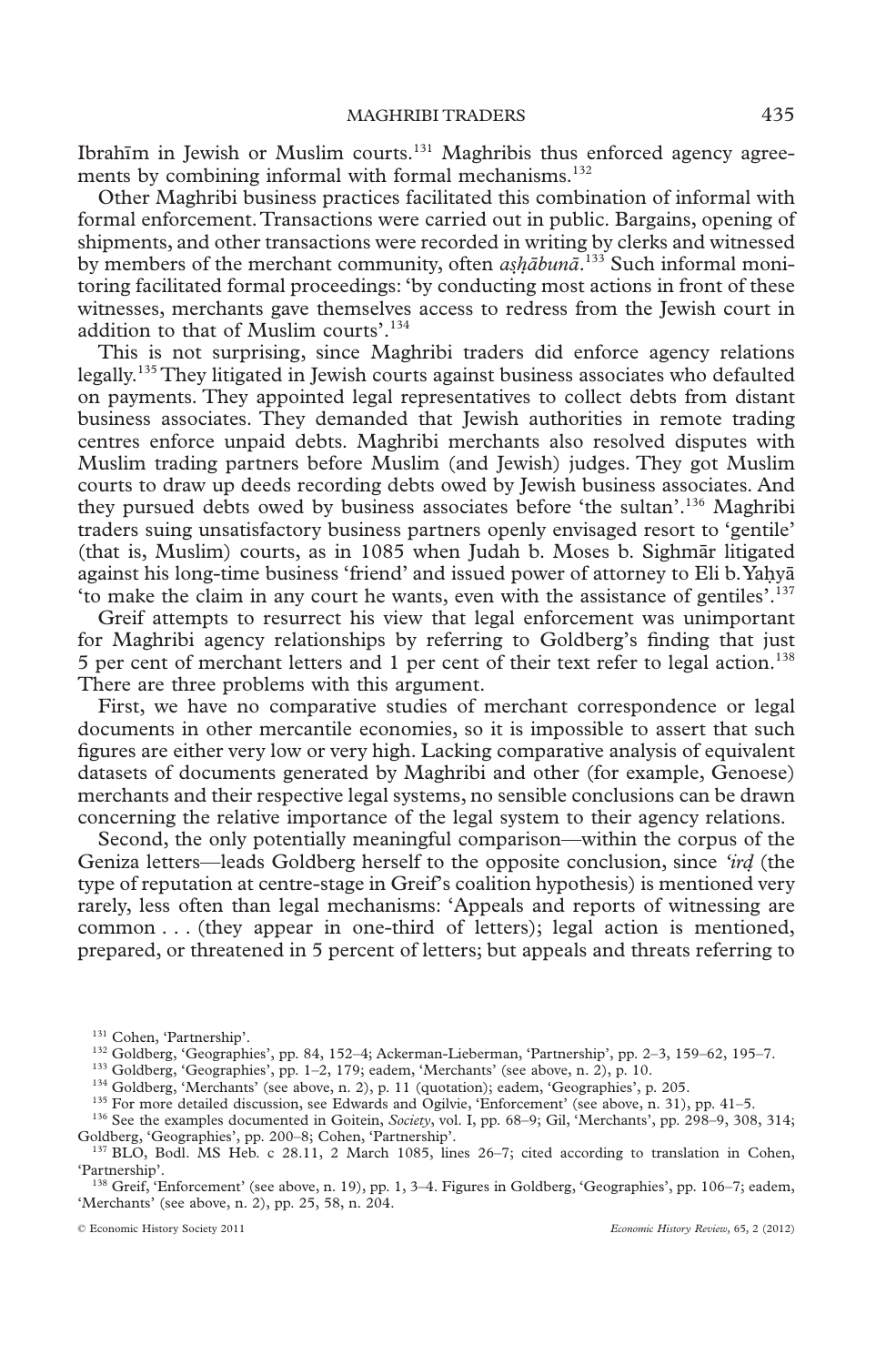Ibrahīm in Jewish or Muslim courts.[131] Maghribis thus enforced agency agreements by combining informal with formal mechanisms.[132]

Other Maghribi business practices facilitated this combination of informal with formal enforcement. Transactions were carried out in public. Bargains, opening of shipments, and other transactions were recorded in writing by clerks and witnessed by members of the merchant community, often *aṣḥābunā*.[133] Such informal monitoring facilitated formal proceedings: 'by conducting most actions in front of these witnesses, merchants gave themselves access to redress from the Jewish court in addition to that of Muslim courts'.[134]

This is not surprising, since Maghribi traders did enforce agency relations legally.[135] They litigated in Jewish courts against business associates who defaulted on payments. They appointed legal representatives to collect debts from distant business associates. They demanded that Jewish authorities in remote trading centres enforce unpaid debts. Maghribi merchants also resolved disputes with Muslim trading partners before Muslim (and Jewish) judges. They got Muslim courts to draw up deeds recording debts owed by Jewish business associates. And they pursued debts owed by business associates before 'the sultan'.[136] Maghribi traders suing unsatisfactory business partners openly envisaged resort to 'gentile' (that is, Muslim) courts, as in 1085 when Judah b. Moses b. Sighmār litigated against his long-time business 'friend' and issued power of attorney to Eli b. Yaḥyā 'to make the claim in any court he wants, even with the assistance of gentiles'.[137]

Greif attempts to resurrect his view that legal enforcement was unimportant for Maghribi agency relationships by referring to Goldberg's finding that just 5 per cent of merchant letters and 1 per cent of their text refer to legal action.[138] There are three problems with this argument.

First, we have no comparative studies of merchant correspondence or legal documents in other mercantile economies, so it is impossible to assert that such figures are either very low or very high. Lacking comparative analysis of equivalent datasets of documents generated by Maghribi and other (for example, Genoese) merchants and their respective legal systems, no sensible conclusions can be drawn concerning the relative importance of the legal system to their agency relations.

Second, the only potentially meaningful comparison—within the corpus of the Geniza letters—leads Goldberg herself to the opposite conclusion, since *'irḍ* (the type of reputation at centre-stage in Greif's coalition hypothesis) is mentioned very rarely, less often than legal mechanisms: 'Appeals and reports of witnessing are common . . . (they appear in one-third of letters); legal action is mentioned, prepared, or threatened in 5 percent of letters; but appeals and threats referring to

[131] Cohen, 'Partnership'.

[132] Goldberg, 'Geographies', pp. 84, 152–4; Ackerman-Lieberman, 'Partnership', pp. 2–3, 159–62, 195–7.

[133] Goldberg, 'Geographies', pp. 1–2, 179; eadem, 'Merchants' (see above, n. 2), p. 10.

[134] Goldberg, 'Merchants' (see above, n. 2), p. 11 (quotation); eadem, 'Geographies', p. 205.

[135] For more detailed discussion, see Edwards and Ogilvie, 'Enforcement' (see above, n. 31), pp. 41–5.

[136] See the examples documented in Goitein, *Society*, vol. I, pp. 68–9; Gil, 'Merchants', pp. 298–9, 308, 314; Goldberg, 'Geographies', pp. 200–8; Cohen, 'Partnership'.

[137] BLO, Bodl. MS Heb. c 28.11, 2 March 1085, lines 26–7; cited according to translation in Cohen, 'Partnership'.

[138] Greif, 'Enforcement' (see above, n. 19), pp. 1, 3–4. Figures in Goldberg, 'Geographies', pp. 106–7; eadem, 'Merchants' (see above, n. 2), pp. 25, 58, n. 204.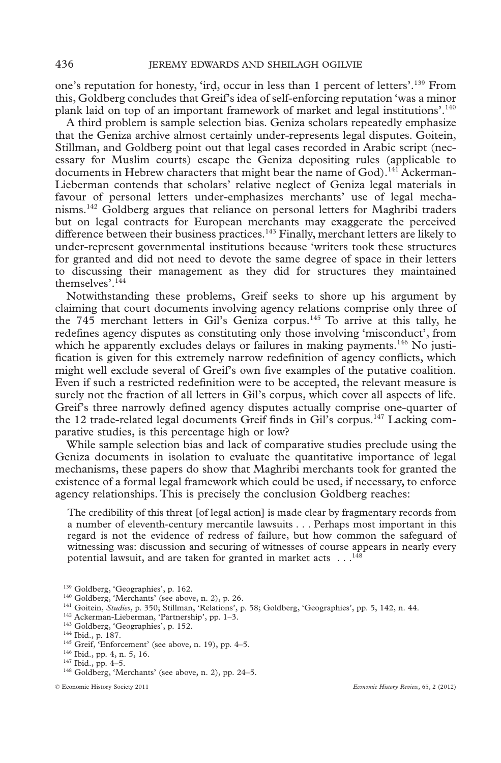one's reputation for honesty, 'irḍ, occur in less than 1 percent of letters'.[139] From this, Goldberg concludes that Greif's idea of self-enforcing reputation 'was a minor plank laid on top of an important framework of market and legal institutions'.[140]

A third problem is sample selection bias. Geniza scholars repeatedly emphasize that the Geniza archive almost certainly under-represents legal disputes. Goitein, Stillman, and Goldberg point out that legal cases recorded in Arabic script (necessary for Muslim courts) escape the Geniza depositing rules (applicable to documents in Hebrew characters that might bear the name of God).[141] Ackerman-Lieberman contends that scholars' relative neglect of Geniza legal materials in favour of personal letters under-emphasizes merchants' use of legal mechanisms.[142] Goldberg argues that reliance on personal letters for Maghribi traders but on legal contracts for European merchants may exaggerate the perceived difference between their business practices.[143] Finally, merchant letters are likely to under-represent governmental institutions because 'writers took these structures for granted and did not need to devote the same degree of space in their letters to discussing their management as they did for structures they maintained themselves'.[144]

Notwithstanding these problems, Greif seeks to shore up his argument by claiming that court documents involving agency relations comprise only three of the 745 merchant letters in Gil's Geniza corpus.[145] To arrive at this tally, he redefines agency disputes as constituting only those involving 'misconduct', from which he apparently excludes delays or failures in making payments.[146] No justification is given for this extremely narrow redefinition of agency conflicts, which might well exclude several of Greif's own five examples of the putative coalition. Even if such a restricted redefinition were to be accepted, the relevant measure is surely not the fraction of all letters in Gil's corpus, which cover all aspects of life. Greif's three narrowly defined agency disputes actually comprise one-quarter of the 12 trade-related legal documents Greif finds in Gil's corpus.[147] Lacking comparative studies, is this percentage high or low?

While sample selection bias and lack of comparative studies preclude using the Geniza documents in isolation to evaluate the quantitative importance of legal mechanisms, these papers do show that Maghribi merchants took for granted the existence of a formal legal framework which could be used, if necessary, to enforce agency relationships. This is precisely the conclusion Goldberg reaches:

> The credibility of this threat [of legal action] is made clear by fragmentary records from a number of eleventh-century mercantile lawsuits . . . Perhaps most important in this regard is not the evidence of redress of failure, but how common the safeguard of witnessing was: discussion and securing of witnesses of course appears in nearly every potential lawsuit, and are taken for granted in market acts . . .[148]

---

[139] Goldberg, 'Geographies', p. 162.

[140] Goldberg, 'Merchants' (see above, n. 2), p. 26.

[141] Goitein, *Studies*, p. 350; Stillman, 'Relations', p. 58; Goldberg, 'Geographies', pp. 5, 142, n. 44.

[142] Ackerman-Lieberman, 'Partnership', pp. 1–3.

[143] Goldberg, 'Geographies', p. 152.

[144] Ibid., p. 187.

[145] Greif, 'Enforcement' (see above, n. 19), pp. 4–5.

[146] Ibid., pp. 4, n. 5, 16.

[147] Ibid., pp. 4–5.

[148] Goldberg, 'Merchants' (see above, n. 2), pp. 24–5.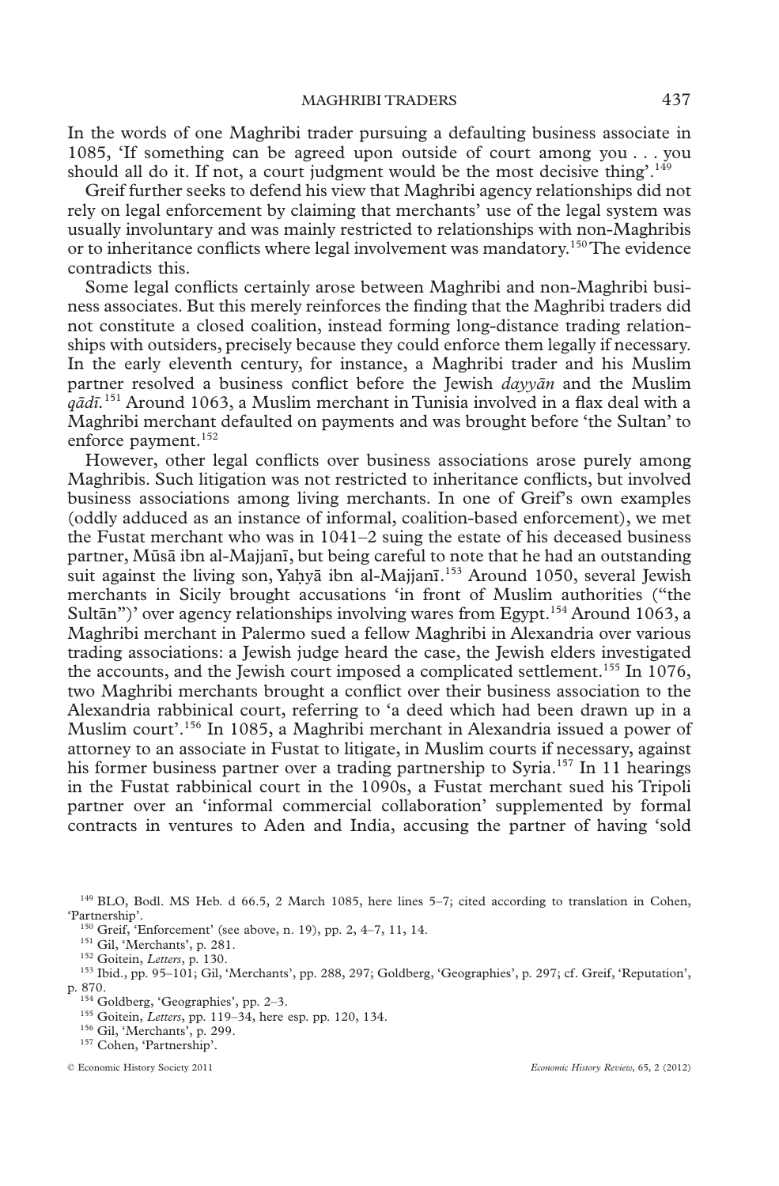In the words of one Maghribi trader pursuing a defaulting business associate in 1085, 'If something can be agreed upon outside of court among you . . . you should all do it. If not, a court judgment would be the most decisive thing'.[149]

Greif further seeks to defend his view that Maghribi agency relationships did not rely on legal enforcement by claiming that merchants' use of the legal system was usually involuntary and was mainly restricted to relationships with non-Maghribis or to inheritance conflicts where legal involvement was mandatory.[150] The evidence contradicts this.

Some legal conflicts certainly arose between Maghribi and non-Maghribi business associates. But this merely reinforces the finding that the Maghribi traders did not constitute a closed coalition, instead forming long-distance trading relationships with outsiders, precisely because they could enforce them legally if necessary. In the early eleventh century, for instance, a Maghribi trader and his Muslim partner resolved a business conflict before the Jewish *dayyān* and the Muslim *qādī*.[151] Around 1063, a Muslim merchant in Tunisia involved in a flax deal with a Maghribi merchant defaulted on payments and was brought before 'the Sultan' to enforce payment.[152]

However, other legal conflicts over business associations arose purely among Maghribis. Such litigation was not restricted to inheritance conflicts, but involved business associations among living merchants. In one of Greif's own examples (oddly adduced as an instance of informal, coalition-based enforcement), we met the Fustat merchant who was in 1041–2 suing the estate of his deceased business partner, Mūsā ibn al-Majjanī, but being careful to note that he had an outstanding suit against the living son, Yaḥyā ibn al-Majjanī.[153] Around 1050, several Jewish merchants in Sicily brought accusations 'in front of Muslim authorities ("the Sultān")' over agency relationships involving wares from Egypt.[154] Around 1063, a Maghribi merchant in Palermo sued a fellow Maghribi in Alexandria over various trading associations: a Jewish judge heard the case, the Jewish elders investigated the accounts, and the Jewish court imposed a complicated settlement.[155] In 1076, two Maghribi merchants brought a conflict over their business association to the Alexandria rabbinical court, referring to 'a deed which had been drawn up in a Muslim court'.[156] In 1085, a Maghribi merchant in Alexandria issued a power of attorney to an associate in Fustat to litigate, in Muslim courts if necessary, against his former business partner over a trading partnership to Syria.[157] In 11 hearings in the Fustat rabbinical court in the 1090s, a Fustat merchant sued his Tripoli partner over an 'informal commercial collaboration' supplemented by formal contracts in ventures to Aden and India, accusing the partner of having 'sold

[149] BLO, Bodl. MS Heb. d 66.5, 2 March 1085, here lines 5–7; cited according to translation in Cohen, 'Partnership'.

[150] Greif, 'Enforcement' (see above, n. 19), pp. 2, 4–7, 11, 14.

[151] Gil, 'Merchants', p. 281.

[152] Goitein, *Letters*, p. 130.

[153] Ibid., pp. 95–101; Gil, 'Merchants', pp. 288, 297; Goldberg, 'Geographies', p. 297; cf. Greif, 'Reputation', p. 870.

[154] Goldberg, 'Geographies', pp. 2–3.

[155] Goitein, *Letters*, pp. 119–34, here esp. pp. 120, 134.

[156] Gil, 'Merchants', p. 299.

[157] Cohen, 'Partnership'.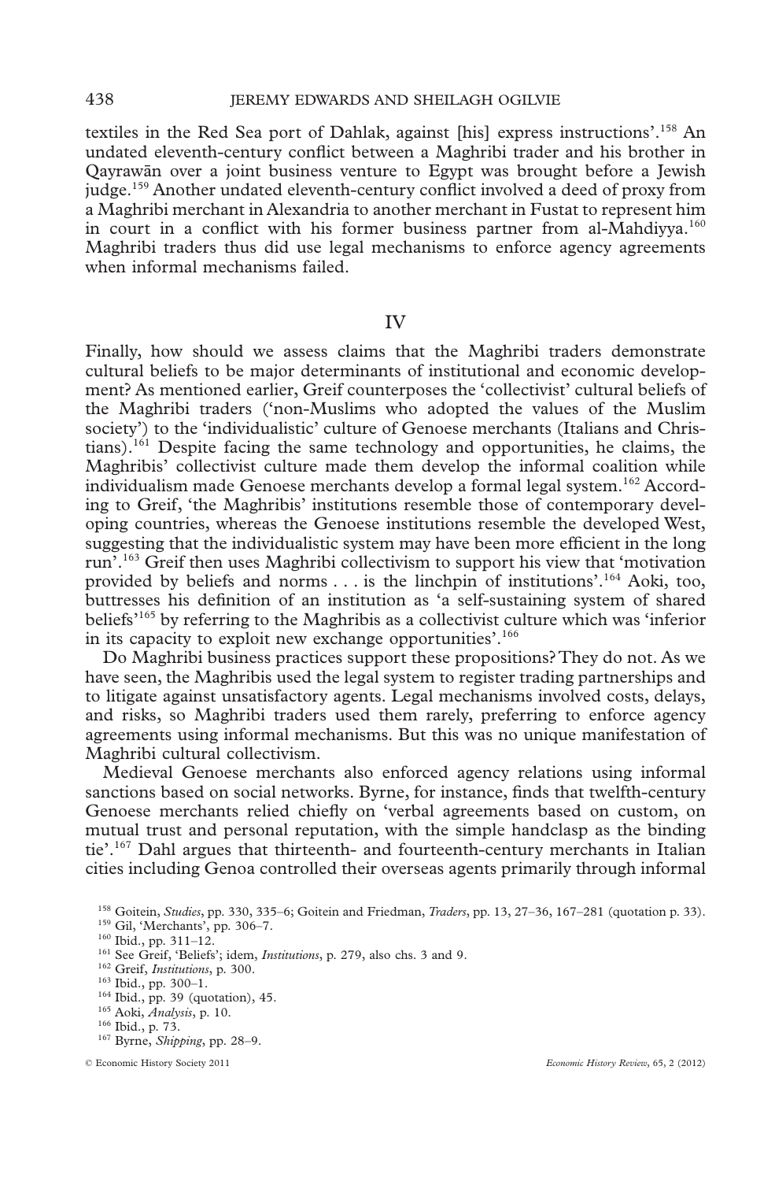textiles in the Red Sea port of Dahlak, against [his] express instructions'.[158] An undated eleventh-century conflict between a Maghribi trader and his brother in Qayrawān over a joint business venture to Egypt was brought before a Jewish judge.[159] Another undated eleventh-century conflict involved a deed of proxy from a Maghribi merchant in Alexandria to another merchant in Fustat to represent him in court in a conflict with his former business partner from al-Mahdiyya.[160] Maghribi traders thus did use legal mechanisms to enforce agency agreements when informal mechanisms failed.

## IV

Finally, how should we assess claims that the Maghribi traders demonstrate cultural beliefs to be major determinants of institutional and economic development? As mentioned earlier, Greif counterposes the 'collectivist' cultural beliefs of the Maghribi traders ('non-Muslims who adopted the values of the Muslim society') to the 'individualistic' culture of Genoese merchants (Italians and Christians).[161] Despite facing the same technology and opportunities, he claims, the Maghribis' collectivist culture made them develop the informal coalition while individualism made Genoese merchants develop a formal legal system.[162] According to Greif, 'the Maghribis' institutions resemble those of contemporary developing countries, whereas the Genoese institutions resemble the developed West, suggesting that the individualistic system may have been more efficient in the long run'.[163] Greif then uses Maghribi collectivism to support his view that 'motivation provided by beliefs and norms . . . is the linchpin of institutions'.[164] Aoki, too, buttresses his definition of an institution as 'a self-sustaining system of shared beliefs'[165] by referring to the Maghribis as a collectivist culture which was 'inferior in its capacity to exploit new exchange opportunities'.[166]

Do Maghribi business practices support these propositions? They do not. As we have seen, the Maghribis used the legal system to register trading partnerships and to litigate against unsatisfactory agents. Legal mechanisms involved costs, delays, and risks, so Maghribi traders used them rarely, preferring to enforce agency agreements using informal mechanisms. But this was no unique manifestation of Maghribi cultural collectivism.

Medieval Genoese merchants also enforced agency relations using informal sanctions based on social networks. Byrne, for instance, finds that twelfth-century Genoese merchants relied chiefly on 'verbal agreements based on custom, on mutual trust and personal reputation, with the simple handclasp as the binding tie'.[167] Dahl argues that thirteenth- and fourteenth-century merchants in Italian cities including Genoa controlled their overseas agents primarily through informal

[158] Goitein, *Studies*, pp. 330, 335–6; Goitein and Friedman, *Traders*, pp. 13, 27–36, 167–281 (quotation p. 33).
[159] Gil, 'Merchants', pp. 306–7.
[160] Ibid., pp. 311–12.
[161] See Greif, 'Beliefs'; idem, *Institutions*, p. 279, also chs. 3 and 9.
[162] Greif, *Institutions*, p. 300.
[163] Ibid., pp. 300–1.
[164] Ibid., pp. 39 (quotation), 45.
[165] Aoki, *Analysis*, p. 10.
[166] Ibid., p. 73.
[167] Byrne, *Shipping*, pp. 28–9.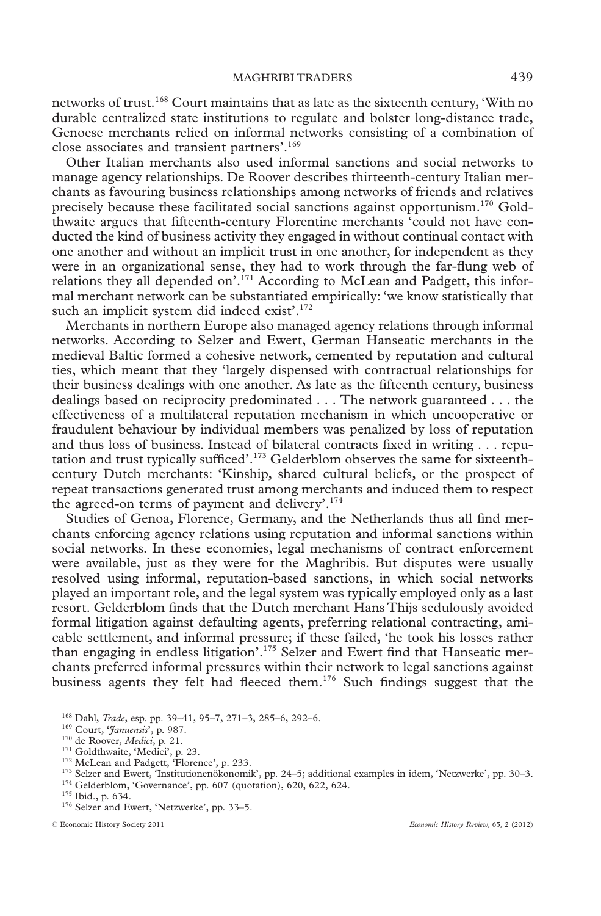networks of trust.[168] Court maintains that as late as the sixteenth century, 'With no durable centralized state institutions to regulate and bolster long-distance trade, Genoese merchants relied on informal networks consisting of a combination of close associates and transient partners'.[169]

Other Italian merchants also used informal sanctions and social networks to manage agency relationships. De Roover describes thirteenth-century Italian merchants as favouring business relationships among networks of friends and relatives precisely because these facilitated social sanctions against opportunism.[170] Goldthwaite argues that fifteenth-century Florentine merchants 'could not have conducted the kind of business activity they engaged in without continual contact with one another and without an implicit trust in one another, for independent as they were in an organizational sense, they had to work through the far-flung web of relations they all depended on'.[171] According to McLean and Padgett, this informal merchant network can be substantiated empirically: 'we know statistically that such an implicit system did indeed exist'.[172]

Merchants in northern Europe also managed agency relations through informal networks. According to Selzer and Ewert, German Hanseatic merchants in the medieval Baltic formed a cohesive network, cemented by reputation and cultural ties, which meant that they 'largely dispensed with contractual relationships for their business dealings with one another. As late as the fifteenth century, business dealings based on reciprocity predominated . . . The network guaranteed . . . the effectiveness of a multilateral reputation mechanism in which uncooperative or fraudulent behaviour by individual members was penalized by loss of reputation and thus loss of business. Instead of bilateral contracts fixed in writing . . . reputation and trust typically sufficed'.[173] Gelderblom observes the same for sixteenth-century Dutch merchants: 'Kinship, shared cultural beliefs, or the prospect of repeat transactions generated trust among merchants and induced them to respect the agreed-on terms of payment and delivery'.[174]

Studies of Genoa, Florence, Germany, and the Netherlands thus all find merchants enforcing agency relations using reputation and informal sanctions within social networks. In these economies, legal mechanisms of contract enforcement were available, just as they were for the Maghribis. But disputes were usually resolved using informal, reputation-based sanctions, in which social networks played an important role, and the legal system was typically employed only as a last resort. Gelderblom finds that the Dutch merchant Hans Thijs sedulously avoided formal litigation against defaulting agents, preferring relational contracting, amicable settlement, and informal pressure; if these failed, 'he took his losses rather than engaging in endless litigation'.[175] Selzer and Ewert find that Hanseatic merchants preferred informal pressures within their network to legal sanctions against business agents they felt had fleeced them.[176] Such findings suggest that the

[168] Dahl, *Trade*, esp. pp. 39–41, 95–7, 271–3, 285–6, 292–6.
[169] Court, '*Januensis*', p. 987.
[170] de Roover, *Medici*, p. 21.
[171] Goldthwaite, 'Medici', p. 23.
[172] McLean and Padgett, 'Florence', p. 233.
[173] Selzer and Ewert, 'Institutionenökonomik', pp. 24–5; additional examples in idem, 'Netzwerke', pp. 30–3.
[174] Gelderblom, 'Governance', pp. 607 (quotation), 620, 622, 624.
[175] Ibid., p. 634.
[176] Selzer and Ewert, 'Netzwerke', pp. 33–5.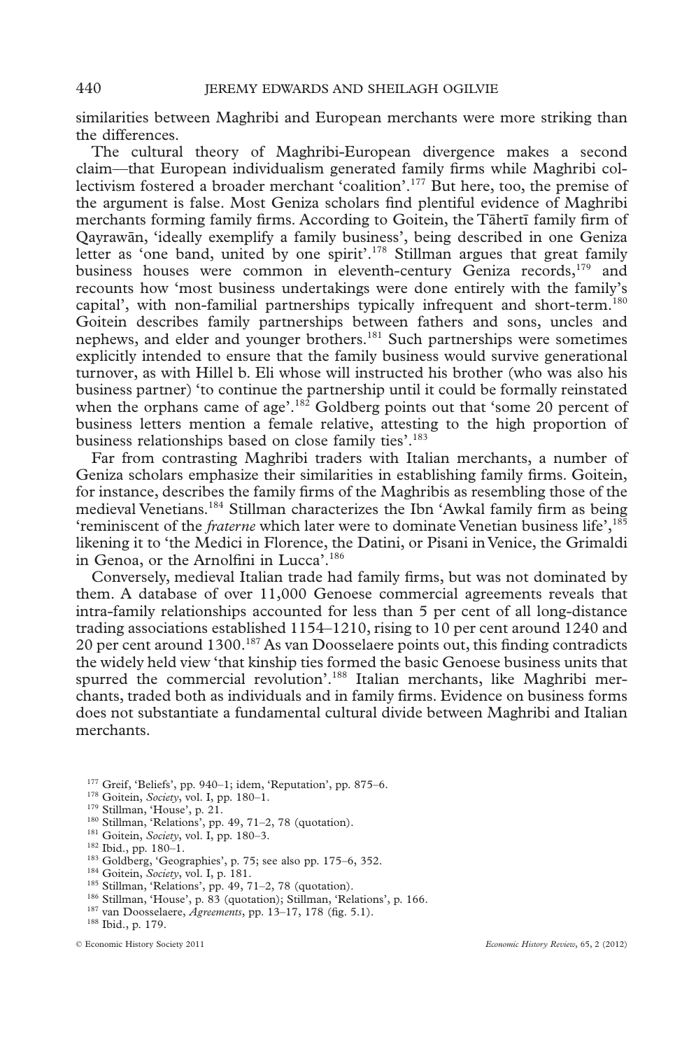similarities between Maghribi and European merchants were more striking than the differences.

The cultural theory of Maghribi-European divergence makes a second claim—that European individualism generated family firms while Maghribi collectivism fostered a broader merchant 'coalition'.[177] But here, too, the premise of the argument is false. Most Geniza scholars find plentiful evidence of Maghribi merchants forming family firms. According to Goitein, the Tāhertī family firm of Qayrawān, 'ideally exemplify a family business', being described in one Geniza letter as 'one band, united by one spirit'.[178] Stillman argues that great family business houses were common in eleventh-century Geniza records,[179] and recounts how 'most business undertakings were done entirely with the family's capital', with non-familial partnerships typically infrequent and short-term.[180] Goitein describes family partnerships between fathers and sons, uncles and nephews, and elder and younger brothers.[181] Such partnerships were sometimes explicitly intended to ensure that the family business would survive generational turnover, as with Hillel b. Eli whose will instructed his brother (who was also his business partner) 'to continue the partnership until it could be formally reinstated when the orphans came of age'.[182] Goldberg points out that 'some 20 percent of business letters mention a female relative, attesting to the high proportion of business relationships based on close family ties'.[183]

Far from contrasting Maghribi traders with Italian merchants, a number of Geniza scholars emphasize their similarities in establishing family firms. Goitein, for instance, describes the family firms of the Maghribis as resembling those of the medieval Venetians.[184] Stillman characterizes the Ibn 'Awkal family firm as being 'reminiscent of the *fraterne* which later were to dominate Venetian business life',[185] likening it to 'the Medici in Florence, the Datini, or Pisani in Venice, the Grimaldi in Genoa, or the Arnolfini in Lucca'.[186]

Conversely, medieval Italian trade had family firms, but was not dominated by them. A database of over 11,000 Genoese commercial agreements reveals that intra-family relationships accounted for less than 5 per cent of all long-distance trading associations established 1154–1210, rising to 10 per cent around 1240 and 20 per cent around 1300.[187] As van Doosselaere points out, this finding contradicts the widely held view 'that kinship ties formed the basic Genoese business units that spurred the commercial revolution'.[188] Italian merchants, like Maghribi merchants, traded both as individuals and in family firms. Evidence on business forms does not substantiate a fundamental cultural divide between Maghribi and Italian merchants.

[177] Greif, 'Beliefs', pp. 940–1; idem, 'Reputation', pp. 875–6.
[178] Goitein, *Society*, vol. I, pp. 180–1.
[179] Stillman, 'House', p. 21.
[180] Stillman, 'Relations', pp. 49, 71–2, 78 (quotation).
[181] Goitein, *Society*, vol. I, pp. 180–3.
[182] Ibid., pp. 180–1.
[183] Goldberg, 'Geographies', p. 75; see also pp. 175–6, 352.
[184] Goitein, *Society*, vol. I, p. 181.
[185] Stillman, 'Relations', pp. 49, 71–2, 78 (quotation).
[186] Stillman, 'House', p. 83 (quotation); Stillman, 'Relations', p. 166.
[187] van Doosselaere, *Agreements*, pp. 13–17, 178 (fig. 5.1).
[188] Ibid., p. 179.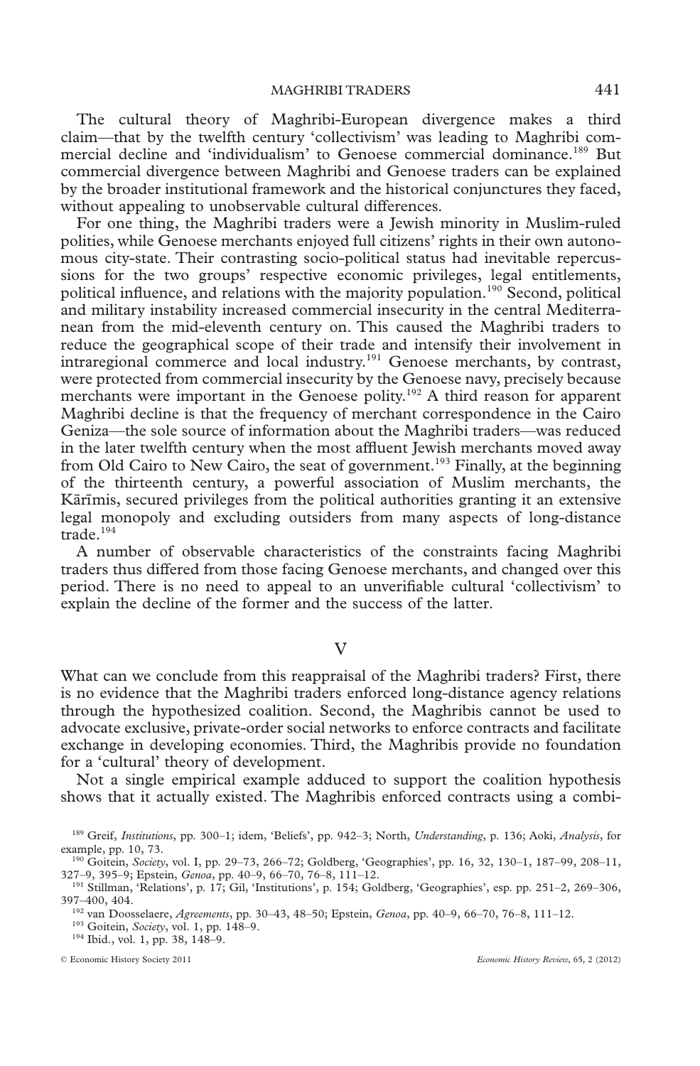The cultural theory of Maghribi-European divergence makes a third claim—that by the twelfth century 'collectivism' was leading to Maghribi commercial decline and 'individualism' to Genoese commercial dominance.[189] But commercial divergence between Maghribi and Genoese traders can be explained by the broader institutional framework and the historical conjunctures they faced, without appealing to unobservable cultural differences.

For one thing, the Maghribi traders were a Jewish minority in Muslim-ruled polities, while Genoese merchants enjoyed full citizens' rights in their own autonomous city-state. Their contrasting socio-political status had inevitable repercussions for the two groups' respective economic privileges, legal entitlements, political influence, and relations with the majority population.[190] Second, political and military instability increased commercial insecurity in the central Mediterranean from the mid-eleventh century on. This caused the Maghribi traders to reduce the geographical scope of their trade and intensify their involvement in intraregional commerce and local industry.[191] Genoese merchants, by contrast, were protected from commercial insecurity by the Genoese navy, precisely because merchants were important in the Genoese polity.[192] A third reason for apparent Maghribi decline is that the frequency of merchant correspondence in the Cairo Geniza—the sole source of information about the Maghribi traders—was reduced in the later twelfth century when the most affluent Jewish merchants moved away from Old Cairo to New Cairo, the seat of government.[193] Finally, at the beginning of the thirteenth century, a powerful association of Muslim merchants, the Kārīmis, secured privileges from the political authorities granting it an extensive legal monopoly and excluding outsiders from many aspects of long-distance trade.[194]

A number of observable characteristics of the constraints facing Maghribi traders thus differed from those facing Genoese merchants, and changed over this period. There is no need to appeal to an unverifiable cultural 'collectivism' to explain the decline of the former and the success of the latter.

## V

What can we conclude from this reappraisal of the Maghribi traders? First, there is no evidence that the Maghribi traders enforced long-distance agency relations through the hypothesized coalition. Second, the Maghribis cannot be used to advocate exclusive, private-order social networks to enforce contracts and facilitate exchange in developing economies. Third, the Maghribis provide no foundation for a 'cultural' theory of development.

Not a single empirical example adduced to support the coalition hypothesis shows that it actually existed. The Maghribis enforced contracts using a combi-

---

[189] Greif, *Institutions*, pp. 300–1; idem, 'Beliefs', pp. 942–3; North, *Understanding*, p. 136; Aoki, *Analysis*, for example, pp. 10, 73.

[190] Goitein, *Society*, vol. I, pp. 29–73, 266–72; Goldberg, 'Geographies', pp. 16, 32, 130–1, 187–99, 208–11, 327–9, 395–9; Epstein, *Genoa*, pp. 40–9, 66–70, 76–8, 111–12.

[191] Stillman, 'Relations', p. 17; Gil, 'Institutions', p. 154; Goldberg, 'Geographies', esp. pp. 251–2, 269–306, 397–400, 404.

[192] van Doosselaere, *Agreements*, pp. 30–43, 48–50; Epstein, *Genoa*, pp. 40–9, 66–70, 76–8, 111–12.

[193] Goitein, *Society*, vol. 1, pp. 148–9.

[194] Ibid., vol. 1, pp. 38, 148–9.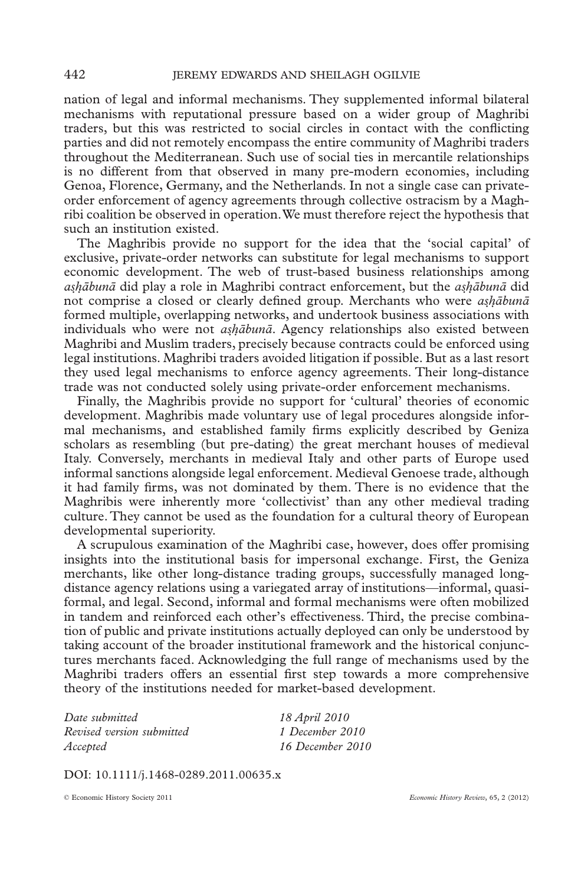nation of legal and informal mechanisms. They supplemented informal bilateral mechanisms with reputational pressure based on a wider group of Maghribi traders, but this was restricted to social circles in contact with the conflicting parties and did not remotely encompass the entire community of Maghribi traders throughout the Mediterranean. Such use of social ties in mercantile relationships is no different from that observed in many pre-modern economies, including Genoa, Florence, Germany, and the Netherlands. In not a single case can private-order enforcement of agency agreements through collective ostracism by a Maghribi coalition be observed in operation. We must therefore reject the hypothesis that such an institution existed.

The Maghribis provide no support for the idea that the 'social capital' of exclusive, private-order networks can substitute for legal mechanisms to support economic development. The web of trust-based business relationships among *aṣḥābunā* did play a role in Maghribi contract enforcement, but the *aṣḥābunā* did not comprise a closed or clearly defined group. Merchants who were *aṣḥābunā* formed multiple, overlapping networks, and undertook business associations with individuals who were not *aṣḥābunā*. Agency relationships also existed between Maghribi and Muslim traders, precisely because contracts could be enforced using legal institutions. Maghribi traders avoided litigation if possible. But as a last resort they used legal mechanisms to enforce agency agreements. Their long-distance trade was not conducted solely using private-order enforcement mechanisms.

Finally, the Maghribis provide no support for 'cultural' theories of economic development. Maghribis made voluntary use of legal procedures alongside informal mechanisms, and established family firms explicitly described by Geniza scholars as resembling (but pre-dating) the great merchant houses of medieval Italy. Conversely, merchants in medieval Italy and other parts of Europe used informal sanctions alongside legal enforcement. Medieval Genoese trade, although it had family firms, was not dominated by them. There is no evidence that the Maghribis were inherently more 'collectivist' than any other medieval trading culture. They cannot be used as the foundation for a cultural theory of European developmental superiority.

A scrupulous examination of the Maghribi case, however, does offer promising insights into the institutional basis for impersonal exchange. First, the Geniza merchants, like other long-distance trading groups, successfully managed long-distance agency relations using a variegated array of institutions—informal, quasi-formal, and legal. Second, informal and formal mechanisms were often mobilized in tandem and reinforced each other's effectiveness. Third, the precise combination of public and private institutions actually deployed can only be understood by taking account of the broader institutional framework and the historical conjunctures merchants faced. Acknowledging the full range of mechanisms used by the Maghribi traders offers an essential first step towards a more comprehensive theory of the institutions needed for market-based development.

| | |
|---|---|
| *Date submitted* | *18 April 2010* |
| *Revised version submitted* | *1 December 2010* |
| *Accepted* | *16 December 2010* |

DOI: 10.1111/j.1468-0289.2011.00635.x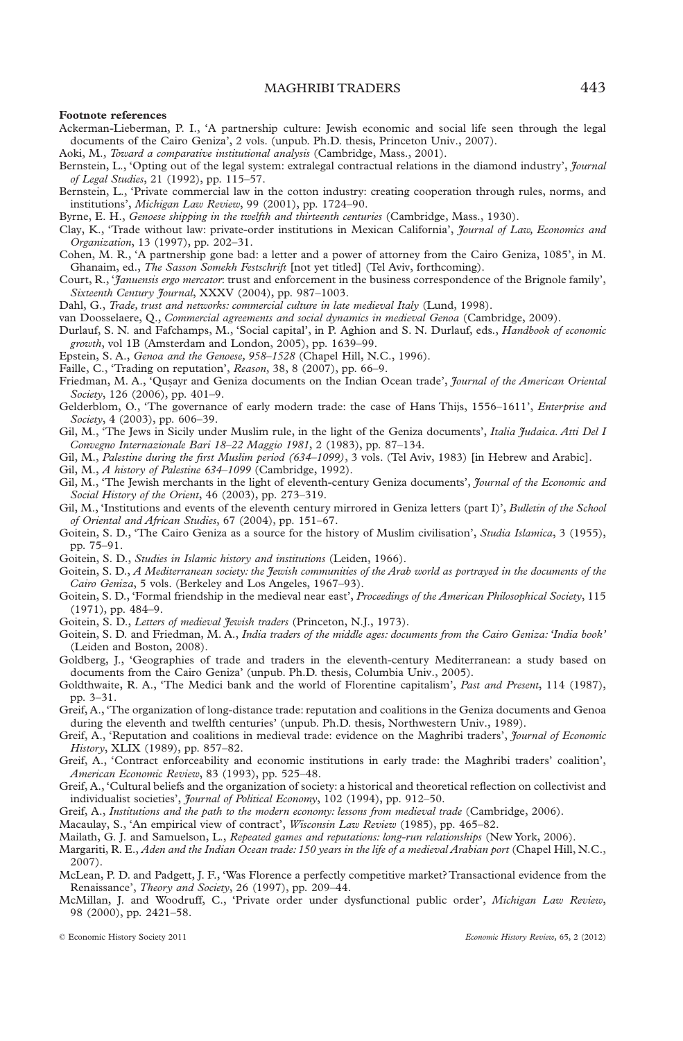**Footnote references**

Ackerman-Lieberman, P. I., 'A partnership culture: Jewish economic and social life seen through the legal documents of the Cairo Geniza', 2 vols. (unpub. Ph.D. thesis, Princeton Univ., 2007).

Aoki, M., *Toward a comparative institutional analysis* (Cambridge, Mass., 2001).

Bernstein, L., 'Opting out of the legal system: extralegal contractual relations in the diamond industry', *Journal of Legal Studies*, 21 (1992), pp. 115–57.

Bernstein, L., 'Private commercial law in the cotton industry: creating cooperation through rules, norms, and institutions', *Michigan Law Review*, 99 (2001), pp. 1724–90.

Byrne, E. H., *Genoese shipping in the twelfth and thirteenth centuries* (Cambridge, Mass., 1930).

Clay, K., 'Trade without law: private-order institutions in Mexican California', *Journal of Law, Economics and Organization*, 13 (1997), pp. 202–31.

Cohen, M. R., 'A partnership gone bad: a letter and a power of attorney from the Cairo Geniza, 1085', in M. Ghanaim, ed., *The Sasson Somekh Festschrift* [not yet titled] (Tel Aviv, forthcoming).

Court, R., '*Januensis ergo mercator*: trust and enforcement in the business correspondence of the Brignole family', *Sixteenth Century Journal*, XXXV (2004), pp. 987–1003.

Dahl, G., *Trade, trust and networks: commercial culture in late medieval Italy* (Lund, 1998).

van Doosselaere, Q., *Commercial agreements and social dynamics in medieval Genoa* (Cambridge, 2009).

Durlauf, S. N. and Fafchamps, M., 'Social capital', in P. Aghion and S. N. Durlauf, eds., *Handbook of economic growth*, vol 1B (Amsterdam and London, 2005), pp. 1639–99.

Epstein, S. A., *Genoa and the Genoese, 958–1528* (Chapel Hill, N.C., 1996).

Faille, C., 'Trading on reputation', *Reason*, 38, 8 (2007), pp. 66–9.

Friedman, M. A., 'Quṣayr and Geniza documents on the Indian Ocean trade', *Journal of the American Oriental Society*, 126 (2006), pp. 401–9.

Gelderblom, O., 'The governance of early modern trade: the case of Hans Thijs, 1556–1611', *Enterprise and Society*, 4 (2003), pp. 606–39.

Gil, M., 'The Jews in Sicily under Muslim rule, in the light of the Geniza documents', *Italia Judaica. Atti Del I Convegno Internazionale Bari 18–22 Maggio 1981*, 2 (1983), pp. 87–134.

Gil, M., *Palestine during the first Muslim period (634–1099)*, 3 vols. (Tel Aviv, 1983) [in Hebrew and Arabic].

Gil, M., *A history of Palestine 634–1099* (Cambridge, 1992).

Gil, M., 'The Jewish merchants in the light of eleventh-century Geniza documents', *Journal of the Economic and Social History of the Orient*, 46 (2003), pp. 273–319.

Gil, M., 'Institutions and events of the eleventh century mirrored in Geniza letters (part I)', *Bulletin of the School of Oriental and African Studies*, 67 (2004), pp. 151–67.

Goitein, S. D., 'The Cairo Geniza as a source for the history of Muslim civilisation', *Studia Islamica*, 3 (1955), pp. 75–91.

Goitein, S. D., *Studies in Islamic history and institutions* (Leiden, 1966).

Goitein, S. D., *A Mediterranean society: the Jewish communities of the Arab world as portrayed in the documents of the Cairo Geniza*, 5 vols. (Berkeley and Los Angeles, 1967–93).

Goitein, S. D., 'Formal friendship in the medieval near east', *Proceedings of the American Philosophical Society*, 115 (1971), pp. 484–9.

Goitein, S. D., *Letters of medieval Jewish traders* (Princeton, N.J., 1973).

Goitein, S. D. and Friedman, M. A., *India traders of the middle ages: documents from the Cairo Geniza: 'India book'* (Leiden and Boston, 2008).

Goldberg, J., 'Geographies of trade and traders in the eleventh-century Mediterranean: a study based on documents from the Cairo Geniza' (unpub. Ph.D. thesis, Columbia Univ., 2005).

Goldthwaite, R. A., 'The Medici bank and the world of Florentine capitalism', *Past and Present*, 114 (1987), pp. 3–31.

Greif, A., 'The organization of long-distance trade: reputation and coalitions in the Geniza documents and Genoa during the eleventh and twelfth centuries' (unpub. Ph.D. thesis, Northwestern Univ., 1989).

Greif, A., 'Reputation and coalitions in medieval trade: evidence on the Maghribi traders', *Journal of Economic History*, XLIX (1989), pp. 857–82.

Greif, A., 'Contract enforceability and economic institutions in early trade: the Maghribi traders' coalition', *American Economic Review*, 83 (1993), pp. 525–48.

Greif, A., 'Cultural beliefs and the organization of society: a historical and theoretical reflection on collectivist and individualist societies', *Journal of Political Economy*, 102 (1994), pp. 912–50.

Greif, A., *Institutions and the path to the modern economy: lessons from medieval trade* (Cambridge, 2006).

Macaulay, S., 'An empirical view of contract', *Wisconsin Law Review* (1985), pp. 465–82.

Mailath, G. J. and Samuelson, L., *Repeated games and reputations: long-run relationships* (New York, 2006).

Margariti, R. E., *Aden and the Indian Ocean trade: 150 years in the life of a medieval Arabian port* (Chapel Hill, N.C., 2007).

McLean, P. D. and Padgett, J. F., 'Was Florence a perfectly competitive market? Transactional evidence from the Renaissance', *Theory and Society*, 26 (1997), pp. 209–44.

McMillan, J. and Woodruff, C., 'Private order under dysfunctional public order', *Michigan Law Review*, 98 (2000), pp. 2421–58.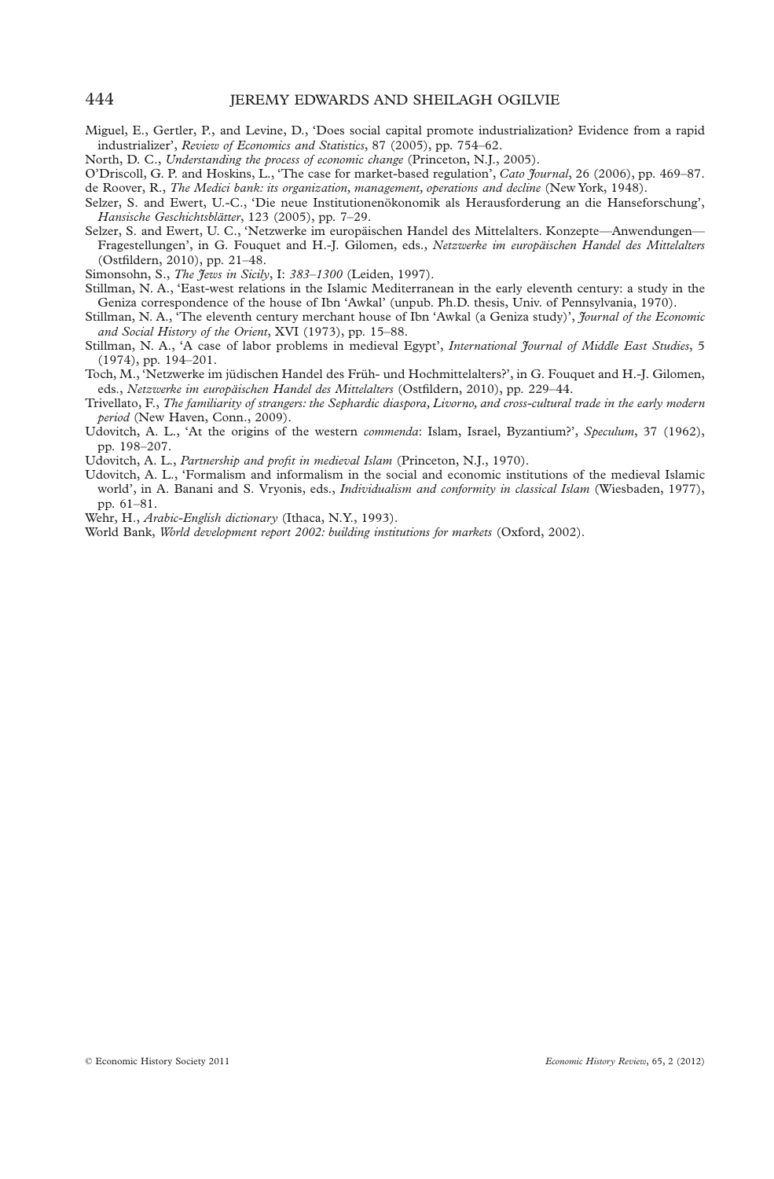Miguel, E., Gertler, P., and Levine, D., 'Does social capital promote industrialization? Evidence from a rapid industrializer', *Review of Economics and Statistics*, 87 (2005), pp. 754–62.

North, D. C., *Understanding the process of economic change* (Princeton, N.J., 2005).

O'Driscoll, G. P. and Hoskins, L., 'The case for market-based regulation', *Cato Journal*, 26 (2006), pp. 469–87.

de Roover, R., *The Medici bank: its organization, management, operations and decline* (New York, 1948).

Selzer, S. and Ewert, U.-C., 'Die neue Institutionenökonomik als Herausforderung an die Hanseforschung', *Hansische Geschichtsblätter*, 123 (2005), pp. 7–29.

Selzer, S. and Ewert, U. C., 'Netzwerke im europäischen Handel des Mittelalters. Konzepte—Anwendungen—Fragestellungen', in G. Fouquet and H.-J. Gilomen, eds., *Netzwerke im europäischen Handel des Mittelalters* (Ostfildern, 2010), pp. 21–48.

Simonsohn, S., *The Jews in Sicily*, I: *383–1300* (Leiden, 1997).

Stillman, N. A., 'East-west relations in the Islamic Mediterranean in the early eleventh century: a study in the Geniza correspondence of the house of Ibn 'Awkal' (unpub. Ph.D. thesis, Univ. of Pennsylvania, 1970).

Stillman, N. A., 'The eleventh century merchant house of Ibn 'Awkal (a Geniza study)', *Journal of the Economic and Social History of the Orient*, XVI (1973), pp. 15–88.

Stillman, N. A., 'A case of labor problems in medieval Egypt', *International Journal of Middle East Studies*, 5 (1974), pp. 194–201.

Toch, M., 'Netzwerke im jüdischen Handel des Früh- und Hochmittelalters?', in G. Fouquet and H.-J. Gilomen, eds., *Netzwerke im europäischen Handel des Mittelalters* (Ostfildern, 2010), pp. 229–44.

Trivellato, F., *The familiarity of strangers: the Sephardic diaspora, Livorno, and cross-cultural trade in the early modern period* (New Haven, Conn., 2009).

Udovitch, A. L., 'At the origins of the western *commenda*: Islam, Israel, Byzantium?', *Speculum*, 37 (1962), pp. 198–207.

Udovitch, A. L., *Partnership and profit in medieval Islam* (Princeton, N.J., 1970).

Udovitch, A. L., 'Formalism and informalism in the social and economic institutions of the medieval Islamic world', in A. Banani and S. Vryonis, eds., *Individualism and conformity in classical Islam* (Wiesbaden, 1977), pp. 61–81.

Wehr, H., *Arabic-English dictionary* (Ithaca, N.Y., 1993).

World Bank, *World development report 2002: building institutions for markets* (Oxford, 2002).